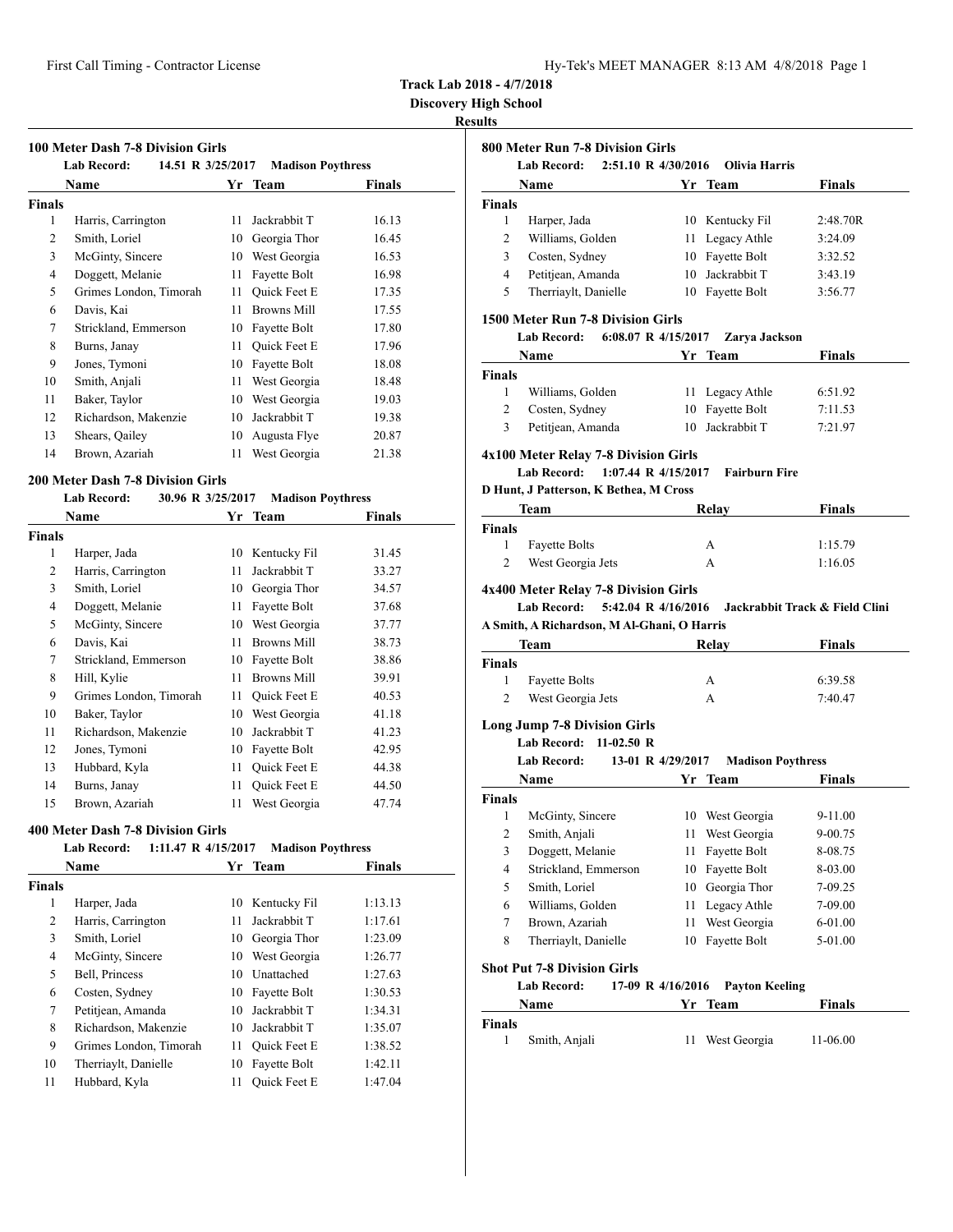# Track Lab 2018 - 4/7/2018

**Discovery High School**

**Results**

### 100 Meter Dash 7-8 Division Girls

**Lab Record:** 14.51 R 3/25/2017 **Madison Poythress**

| | Name | Yr | Team | Finals |
|---|---|---|---|---|
| **Finals** | | | | |
| 1 | Harris, Carrington | 11 | Jackrabbit T | 16.13 |
| 2 | Smith, Loriel | 10 | Georgia Thor | 16.45 |
| 3 | McGinty, Sincere | 10 | West Georgia | 16.53 |
| 4 | Doggett, Melanie | 11 | Fayette Bolt | 16.98 |
| 5 | Grimes London, Timorah | 11 | Quick Feet E | 17.35 |
| 6 | Davis, Kai | 11 | Browns Mill | 17.55 |
| 7 | Strickland, Emmerson | 10 | Fayette Bolt | 17.80 |
| 8 | Burns, Janay | 11 | Quick Feet E | 17.96 |
| 9 | Jones, Tymoni | 10 | Fayette Bolt | 18.08 |
| 10 | Smith, Anjali | 11 | West Georgia | 18.48 |
| 11 | Baker, Taylor | 10 | West Georgia | 19.03 |
| 12 | Richardson, Makenzie | 10 | Jackrabbit T | 19.38 |
| 13 | Shears, Qailey | 10 | Augusta Flye | 20.87 |
| 14 | Brown, Azariah | 11 | West Georgia | 21.38 |

### 200 Meter Dash 7-8 Division Girls

**Lab Record:** 30.96 R 3/25/2017 **Madison Poythress**

| | Name | Yr | Team | Finals |
|---|---|---|---|---|
| **Finals** | | | | |
| 1 | Harper, Jada | 10 | Kentucky Fil | 31.45 |
| 2 | Harris, Carrington | 11 | Jackrabbit T | 33.27 |
| 3 | Smith, Loriel | 10 | Georgia Thor | 34.57 |
| 4 | Doggett, Melanie | 11 | Fayette Bolt | 37.68 |
| 5 | McGinty, Sincere | 10 | West Georgia | 37.77 |
| 6 | Davis, Kai | 11 | Browns Mill | 38.73 |
| 7 | Strickland, Emmerson | 10 | Fayette Bolt | 38.86 |
| 8 | Hill, Kylie | 11 | Browns Mill | 39.91 |
| 9 | Grimes London, Timorah | 11 | Quick Feet E | 40.53 |
| 10 | Baker, Taylor | 10 | West Georgia | 41.18 |
| 11 | Richardson, Makenzie | 10 | Jackrabbit T | 41.23 |
| 12 | Jones, Tymoni | 10 | Fayette Bolt | 42.95 |
| 13 | Hubbard, Kyla | 11 | Quick Feet E | 44.38 |
| 14 | Burns, Janay | 11 | Quick Feet E | 44.50 |
| 15 | Brown, Azariah | 11 | West Georgia | 47.74 |

### 400 Meter Dash 7-8 Division Girls

**Lab Record:** 1:11.47 R 4/15/2017 **Madison Poythress**

| | Name | Yr | Team | Finals |
|---|---|---|---|---|
| **Finals** | | | | |
| 1 | Harper, Jada | 10 | Kentucky Fil | 1:13.13 |
| 2 | Harris, Carrington | 11 | Jackrabbit T | 1:17.61 |
| 3 | Smith, Loriel | 10 | Georgia Thor | 1:23.09 |
| 4 | McGinty, Sincere | 10 | West Georgia | 1:26.77 |
| 5 | Bell, Princess | 10 | Unattached | 1:27.63 |
| 6 | Costen, Sydney | 10 | Fayette Bolt | 1:30.53 |
| 7 | Petitjean, Amanda | 10 | Jackrabbit T | 1:34.31 |
| 8 | Richardson, Makenzie | 10 | Jackrabbit T | 1:35.07 |
| 9 | Grimes London, Timorah | 11 | Quick Feet E | 1:38.52 |
| 10 | Therriaylt, Danielle | 10 | Fayette Bolt | 1:42.11 |
| 11 | Hubbard, Kyla | 11 | Quick Feet E | 1:47.04 |

### 800 Meter Run 7-8 Division Girls

**Lab Record:** 2:51.10 R 4/30/2016 **Olivia Harris**

| | Name | Yr | Team | Finals |
|---|---|---|---|---|
| **Finals** | | | | |
| 1 | Harper, Jada | 10 | Kentucky Fil | 2:48.70R |
| 2 | Williams, Golden | 11 | Legacy Athle | 3:24.09 |
| 3 | Costen, Sydney | 10 | Fayette Bolt | 3:32.52 |
| 4 | Petitjean, Amanda | 10 | Jackrabbit T | 3:43.19 |
| 5 | Therriaylt, Danielle | 10 | Fayette Bolt | 3:56.77 |

### 1500 Meter Run 7-8 Division Girls

**Lab Record:** 6:08.07 R 4/15/2017 **Zarya Jackson**

| | Name | Yr | Team | Finals |
|---|---|---|---|---|
| **Finals** | | | | |
| 1 | Williams, Golden | 11 | Legacy Athle | 6:51.92 |
| 2 | Costen, Sydney | 10 | Fayette Bolt | 7:11.53 |
| 3 | Petitjean, Amanda | 10 | Jackrabbit T | 7:21.97 |

### 4x100 Meter Relay 7-8 Division Girls

**Lab Record:** 1:07.44 R 4/15/2017 **Fairburn Fire**

**D Hunt, J Patterson, K Bethea, M Cross**

| | Team | Relay | Finals |
|---|---|---|---|
| **Finals** | | | |
| 1 | Fayette Bolts | A | 1:15.79 |
| 2 | West Georgia Jets | A | 1:16.05 |

### 4x400 Meter Relay 7-8 Division Girls

**Lab Record:** 5:42.04 R 4/16/2016 **Jackrabbit Track & Field Clini**

**A Smith, A Richardson, M Al-Ghani, O Harris**

| | Team | Relay | Finals |
|---|---|---|---|
| **Finals** | | | |
| 1 | Fayette Bolts | A | 6:39.58 |
| 2 | West Georgia Jets | A | 7:40.47 |

### Long Jump 7-8 Division Girls

**Lab Record:** 11-02.50 R

**Lab Record:** 13-01 R 4/29/2017 **Madison Poythress**

| | Name | Yr | Team | Finals |
|---|---|---|---|---|
| **Finals** | | | | |
| 1 | McGinty, Sincere | 10 | West Georgia | 9-11.00 |
| 2 | Smith, Anjali | 11 | West Georgia | 9-00.75 |
| 3 | Doggett, Melanie | 11 | Fayette Bolt | 8-08.75 |
| 4 | Strickland, Emmerson | 10 | Fayette Bolt | 8-03.00 |
| 5 | Smith, Loriel | 10 | Georgia Thor | 7-09.25 |
| 6 | Williams, Golden | 11 | Legacy Athle | 7-09.00 |
| 7 | Brown, Azariah | 11 | West Georgia | 6-01.00 |
| 8 | Therriaylt, Danielle | 10 | Fayette Bolt | 5-01.00 |

### Shot Put 7-8 Division Girls

**Lab Record:** 17-09 R 4/16/2016 **Payton Keeling**

| | Name | Yr | Team | Finals |
|---|---|---|---|---|
| **Finals** | | | | |
| 1 | Smith, Anjali | 11 | West Georgia | 11-06.00 |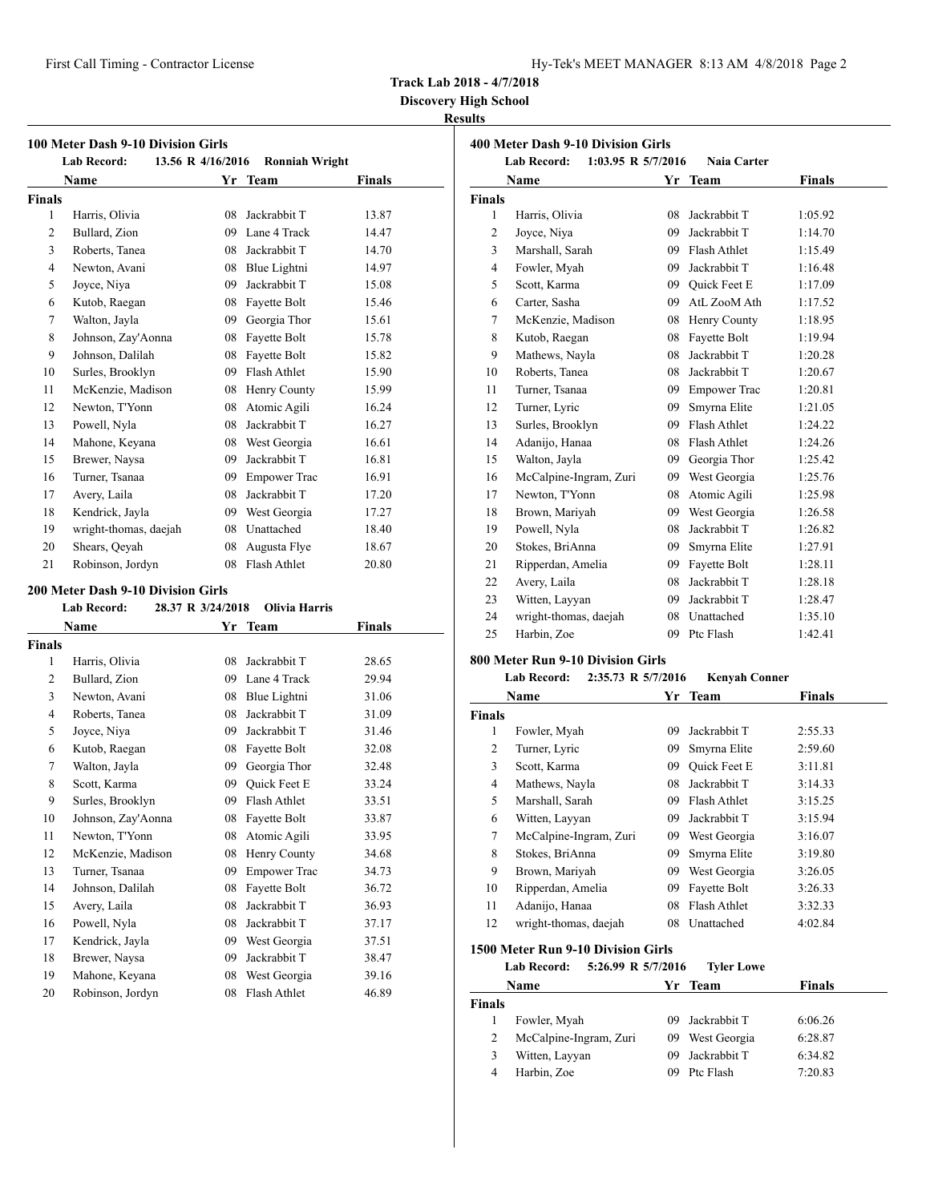**Track Lab 2018 - 4/7/2018**
**Discovery High School**
**Results**

### 100 Meter Dash 9-10 Division Girls

**Lab Record:** 13.56 R 4/16/2016 **Ronniah Wright**

| | Name | Yr | Team | Finals |
|---|---|---|---|---|
| **Finals** | | | | |
| 1 | Harris, Olivia | 08 | Jackrabbit T | 13.87 |
| 2 | Bullard, Zion | 09 | Lane 4 Track | 14.47 |
| 3 | Roberts, Tanea | 08 | Jackrabbit T | 14.70 |
| 4 | Newton, Avani | 08 | Blue Lightni | 14.97 |
| 5 | Joyce, Niya | 09 | Jackrabbit T | 15.08 |
| 6 | Kutob, Raegan | 08 | Fayette Bolt | 15.46 |
| 7 | Walton, Jayla | 09 | Georgia Thor | 15.61 |
| 8 | Johnson, Zay'Aonna | 08 | Fayette Bolt | 15.78 |
| 9 | Johnson, Dalilah | 08 | Fayette Bolt | 15.82 |
| 10 | Surles, Brooklyn | 09 | Flash Athlet | 15.90 |
| 11 | McKenzie, Madison | 08 | Henry County | 15.99 |
| 12 | Newton, T'Yonn | 08 | Atomic Agili | 16.24 |
| 13 | Powell, Nyla | 08 | Jackrabbit T | 16.27 |
| 14 | Mahone, Keyana | 08 | West Georgia | 16.61 |
| 15 | Brewer, Naysa | 09 | Jackrabbit T | 16.81 |
| 16 | Turner, Tsanaa | 09 | Empower Trac | 16.91 |
| 17 | Avery, Laila | 08 | Jackrabbit T | 17.20 |
| 18 | Kendrick, Jayla | 09 | West Georgia | 17.27 |
| 19 | wright-thomas, daejah | 08 | Unattached | 18.40 |
| 20 | Shears, Qeyah | 08 | Augusta Flye | 18.67 |
| 21 | Robinson, Jordyn | 08 | Flash Athlet | 20.80 |

### 200 Meter Dash 9-10 Division Girls

**Lab Record:** 28.37 R 3/24/2018 **Olivia Harris**

| | Name | Yr | Team | Finals |
|---|---|---|---|---|
| **Finals** | | | | |
| 1 | Harris, Olivia | 08 | Jackrabbit T | 28.65 |
| 2 | Bullard, Zion | 09 | Lane 4 Track | 29.94 |
| 3 | Newton, Avani | 08 | Blue Lightni | 31.06 |
| 4 | Roberts, Tanea | 08 | Jackrabbit T | 31.09 |
| 5 | Joyce, Niya | 09 | Jackrabbit T | 31.46 |
| 6 | Kutob, Raegan | 08 | Fayette Bolt | 32.08 |
| 7 | Walton, Jayla | 09 | Georgia Thor | 32.48 |
| 8 | Scott, Karma | 09 | Quick Feet E | 33.24 |
| 9 | Surles, Brooklyn | 09 | Flash Athlet | 33.51 |
| 10 | Johnson, Zay'Aonna | 08 | Fayette Bolt | 33.87 |
| 11 | Newton, T'Yonn | 08 | Atomic Agili | 33.95 |
| 12 | McKenzie, Madison | 08 | Henry County | 34.68 |
| 13 | Turner, Tsanaa | 09 | Empower Trac | 34.73 |
| 14 | Johnson, Dalilah | 08 | Fayette Bolt | 36.72 |
| 15 | Avery, Laila | 08 | Jackrabbit T | 36.93 |
| 16 | Powell, Nyla | 08 | Jackrabbit T | 37.17 |
| 17 | Kendrick, Jayla | 09 | West Georgia | 37.51 |
| 18 | Brewer, Naysa | 09 | Jackrabbit T | 38.47 |
| 19 | Mahone, Keyana | 08 | West Georgia | 39.16 |
| 20 | Robinson, Jordyn | 08 | Flash Athlet | 46.89 |

### 400 Meter Dash 9-10 Division Girls

**Lab Record:** 1:03.95 R 5/7/2016 **Naia Carter**

| | Name | Yr | Team | Finals |
|---|---|---|---|---|
| **Finals** | | | | |
| 1 | Harris, Olivia | 08 | Jackrabbit T | 1:05.92 |
| 2 | Joyce, Niya | 09 | Jackrabbit T | 1:14.70 |
| 3 | Marshall, Sarah | 09 | Flash Athlet | 1:15.49 |
| 4 | Fowler, Myah | 09 | Jackrabbit T | 1:16.48 |
| 5 | Scott, Karma | 09 | Quick Feet E | 1:17.09 |
| 6 | Carter, Sasha | 09 | AtL ZooM Ath | 1:17.52 |
| 7 | McKenzie, Madison | 08 | Henry County | 1:18.95 |
| 8 | Kutob, Raegan | 08 | Fayette Bolt | 1:19.94 |
| 9 | Mathews, Nayla | 08 | Jackrabbit T | 1:20.28 |
| 10 | Roberts, Tanea | 08 | Jackrabbit T | 1:20.67 |
| 11 | Turner, Tsanaa | 09 | Empower Trac | 1:20.81 |
| 12 | Turner, Lyric | 09 | Smyrna Elite | 1:21.05 |
| 13 | Surles, Brooklyn | 09 | Flash Athlet | 1:24.22 |
| 14 | Adanijo, Hanaa | 08 | Flash Athlet | 1:24.26 |
| 15 | Walton, Jayla | 09 | Georgia Thor | 1:25.42 |
| 16 | McCalpine-Ingram, Zuri | 09 | West Georgia | 1:25.76 |
| 17 | Newton, T'Yonn | 08 | Atomic Agili | 1:25.98 |
| 18 | Brown, Mariyah | 09 | West Georgia | 1:26.58 |
| 19 | Powell, Nyla | 08 | Jackrabbit T | 1:26.82 |
| 20 | Stokes, BriAnna | 09 | Smyrna Elite | 1:27.91 |
| 21 | Ripperdan, Amelia | 09 | Fayette Bolt | 1:28.11 |
| 22 | Avery, Laila | 08 | Jackrabbit T | 1:28.18 |
| 23 | Witten, Layyan | 09 | Jackrabbit T | 1:28.47 |
| 24 | wright-thomas, daejah | 08 | Unattached | 1:35.10 |
| 25 | Harbin, Zoe | 09 | Ptc Flash | 1:42.41 |

### 800 Meter Run 9-10 Division Girls

**Lab Record:** 2:35.73 R 5/7/2016 **Kenyah Conner**

| | Name | Yr | Team | Finals |
|---|---|---|---|---|
| **Finals** | | | | |
| 1 | Fowler, Myah | 09 | Jackrabbit T | 2:55.33 |
| 2 | Turner, Lyric | 09 | Smyrna Elite | 2:59.60 |
| 3 | Scott, Karma | 09 | Quick Feet E | 3:11.81 |
| 4 | Mathews, Nayla | 08 | Jackrabbit T | 3:14.33 |
| 5 | Marshall, Sarah | 09 | Flash Athlet | 3:15.25 |
| 6 | Witten, Layyan | 09 | Jackrabbit T | 3:15.94 |
| 7 | McCalpine-Ingram, Zuri | 09 | West Georgia | 3:16.07 |
| 8 | Stokes, BriAnna | 09 | Smyrna Elite | 3:19.80 |
| 9 | Brown, Mariyah | 09 | West Georgia | 3:26.05 |
| 10 | Ripperdan, Amelia | 09 | Fayette Bolt | 3:26.33 |
| 11 | Adanijo, Hanaa | 08 | Flash Athlet | 3:32.33 |
| 12 | wright-thomas, daejah | 08 | Unattached | 4:02.84 |

### 1500 Meter Run 9-10 Division Girls

**Lab Record:** 5:26.99 R 5/7/2016 **Tyler Lowe**

| | Name | Yr | Team | Finals |
|---|---|---|---|---|
| **Finals** | | | | |
| 1 | Fowler, Myah | 09 | Jackrabbit T | 6:06.26 |
| 2 | McCalpine-Ingram, Zuri | 09 | West Georgia | 6:28.87 |
| 3 | Witten, Layyan | 09 | Jackrabbit T | 6:34.82 |
| 4 | Harbin, Zoe | 09 | Ptc Flash | 7:20.83 |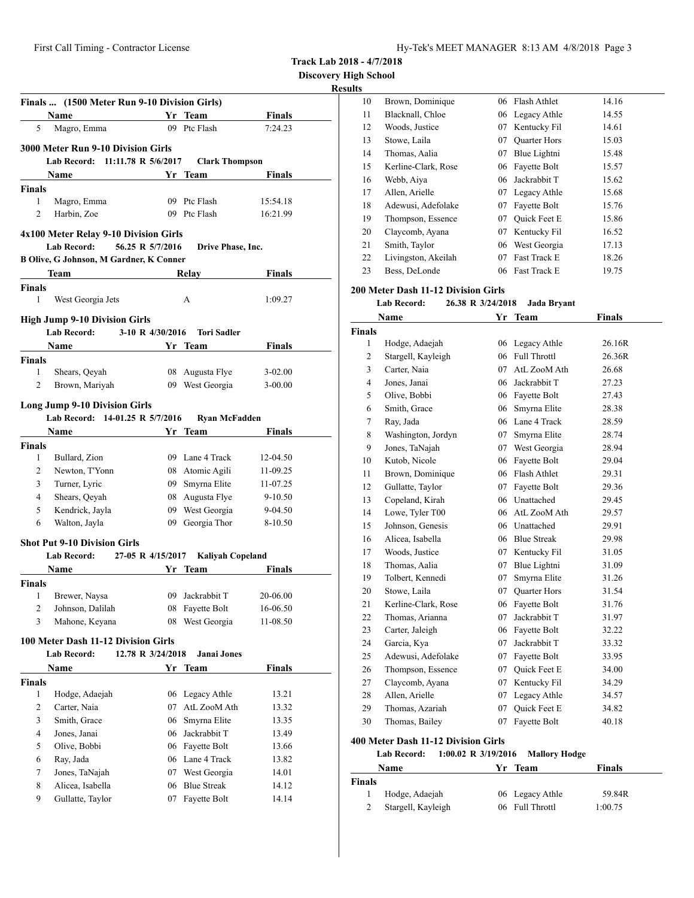**Track Lab 2018 - 4/7/2018**
**Discovery High School**
**Results**

### Finals ... (1500 Meter Run 9-10 Division Girls)

| | Name | Yr | Team | Finals |
|---|---|---|---|---|
| 5 | Magro, Emma | 09 | Ptc Flash | 7:24.23 |

### 3000 Meter Run 9-10 Division Girls

Lab Record: 11:11.78 R 5/6/2017 Clark Thompson

| | Name | Yr | Team | Finals |
|---|---|---|---|---|
| **Finals** | | | | |
| 1 | Magro, Emma | 09 | Ptc Flash | 15:54.18 |
| 2 | Harbin, Zoe | 09 | Ptc Flash | 16:21.99 |

### 4x100 Meter Relay 9-10 Division Girls

Lab Record: 56.25 R 5/7/2016 Drive Phase, Inc.
B Olive, G Johnson, M Gardner, K Conner

| | Team | Relay | Finals |
|---|---|---|---|
| **Finals** | | | |
| 1 | West Georgia Jets | A | 1:09.27 |

### High Jump 9-10 Division Girls

Lab Record: 3-10 R 4/30/2016 Tori Sadler

| | Name | Yr | Team | Finals |
|---|---|---|---|---|
| **Finals** | | | | |
| 1 | Shears, Qeyah | 08 | Augusta Flye | 3-02.00 |
| 2 | Brown, Mariyah | 09 | West Georgia | 3-00.00 |

### Long Jump 9-10 Division Girls

Lab Record: 14-01.25 R 5/7/2016 Ryan McFadden

| | Name | Yr | Team | Finals |
|---|---|---|---|---|
| **Finals** | | | | |
| 1 | Bullard, Zion | 09 | Lane 4 Track | 12-04.50 |
| 2 | Newton, T'Yonn | 08 | Atomic Agili | 11-09.25 |
| 3 | Turner, Lyric | 09 | Smyrna Elite | 11-07.25 |
| 4 | Shears, Qeyah | 08 | Augusta Flye | 9-10.50 |
| 5 | Kendrick, Jayla | 09 | West Georgia | 9-04.50 |
| 6 | Walton, Jayla | 09 | Georgia Thor | 8-10.50 |

### Shot Put 9-10 Division Girls

Lab Record: 27-05 R 4/15/2017 Kaliyah Copeland

| | Name | Yr | Team | Finals |
|---|---|---|---|---|
| **Finals** | | | | |
| 1 | Brewer, Naysa | 09 | Jackrabbit T | 20-06.00 |
| 2 | Johnson, Dalilah | 08 | Fayette Bolt | 16-06.50 |
| 3 | Mahone, Keyana | 08 | West Georgia | 11-08.50 |

### 100 Meter Dash 11-12 Division Girls

Lab Record: 12.78 R 3/24/2018 Janai Jones

| | Name | Yr | Team | Finals |
|---|---|---|---|---|
| **Finals** | | | | |
| 1 | Hodge, Adaejah | 06 | Legacy Athle | 13.21 |
| 2 | Carter, Naia | 07 | AtL ZooM Ath | 13.32 |
| 3 | Smith, Grace | 06 | Smyrna Elite | 13.35 |
| 4 | Jones, Janai | 06 | Jackrabbit T | 13.49 |
| 5 | Olive, Bobbi | 06 | Fayette Bolt | 13.66 |
| 6 | Ray, Jada | 06 | Lane 4 Track | 13.82 |
| 7 | Jones, TaNajah | 07 | West Georgia | 14.01 |
| 8 | Alicea, Isabella | 06 | Blue Streak | 14.12 |
| 9 | Gullatte, Taylor | 07 | Fayette Bolt | 14.14 |
| 10 | Brown, Dominique | 06 | Flash Athlet | 14.16 |
| 11 | Blacknall, Chloe | 06 | Legacy Athle | 14.55 |
| 12 | Woods, Justice | 07 | Kentucky Fil | 14.61 |
| 13 | Stowe, Laila | 07 | Quarter Hors | 15.03 |
| 14 | Thomas, Aalia | 07 | Blue Lightni | 15.48 |
| 15 | Kerline-Clark, Rose | 06 | Fayette Bolt | 15.57 |
| 16 | Webb, Aiya | 06 | Jackrabbit T | 15.62 |
| 17 | Allen, Arielle | 07 | Legacy Athle | 15.68 |
| 18 | Adewusi, Adefolake | 07 | Fayette Bolt | 15.76 |
| 19 | Thompson, Essence | 07 | Quick Feet E | 15.86 |
| 20 | Claycomb, Ayana | 07 | Kentucky Fil | 16.52 |
| 21 | Smith, Taylor | 06 | West Georgia | 17.13 |
| 22 | Livingston, Akeilah | 07 | Fast Track E | 18.26 |
| 23 | Bess, DeLonde | 06 | Fast Track E | 19.75 |

### 200 Meter Dash 11-12 Division Girls

Lab Record: 26.38 R 3/24/2018 Jada Bryant

| | Name | Yr | Team | Finals |
|---|---|---|---|---|
| **Finals** | | | | |
| 1 | Hodge, Adaejah | 06 | Legacy Athle | 26.16R |
| 2 | Stargell, Kayleigh | 06 | Full Throttl | 26.36R |
| 3 | Carter, Naia | 07 | AtL ZooM Ath | 26.68 |
| 4 | Jones, Janai | 06 | Jackrabbit T | 27.23 |
| 5 | Olive, Bobbi | 06 | Fayette Bolt | 27.43 |
| 6 | Smith, Grace | 06 | Smyrna Elite | 28.38 |
| 7 | Ray, Jada | 06 | Lane 4 Track | 28.59 |
| 8 | Washington, Jordyn | 07 | Smyrna Elite | 28.74 |
| 9 | Jones, TaNajah | 07 | West Georgia | 28.94 |
| 10 | Kutob, Nicole | 06 | Fayette Bolt | 29.04 |
| 11 | Brown, Dominique | 06 | Flash Athlet | 29.31 |
| 12 | Gullatte, Taylor | 07 | Fayette Bolt | 29.36 |
| 13 | Copeland, Kirah | 06 | Unattached | 29.45 |
| 14 | Lowe, Tyler T00 | 06 | AtL ZooM Ath | 29.57 |
| 15 | Johnson, Genesis | 06 | Unattached | 29.91 |
| 16 | Alicea, Isabella | 06 | Blue Streak | 29.98 |
| 17 | Woods, Justice | 07 | Kentucky Fil | 31.05 |
| 18 | Thomas, Aalia | 07 | Blue Lightni | 31.09 |
| 19 | Tolbert, Kennedi | 07 | Smyrna Elite | 31.26 |
| 20 | Stowe, Laila | 07 | Quarter Hors | 31.54 |
| 21 | Kerline-Clark, Rose | 06 | Fayette Bolt | 31.76 |
| 22 | Thomas, Arianna | 07 | Jackrabbit T | 31.97 |
| 23 | Carter, Jaleigh | 06 | Fayette Bolt | 32.22 |
| 24 | Garcia, Kya | 07 | Jackrabbit T | 33.32 |
| 25 | Adewusi, Adefolake | 07 | Fayette Bolt | 33.95 |
| 26 | Thompson, Essence | 07 | Quick Feet E | 34.00 |
| 27 | Claycomb, Ayana | 07 | Kentucky Fil | 34.29 |
| 28 | Allen, Arielle | 07 | Legacy Athle | 34.57 |
| 29 | Thomas, Azariah | 07 | Quick Feet E | 34.82 |
| 30 | Thomas, Bailey | 07 | Fayette Bolt | 40.18 |

### 400 Meter Dash 11-12 Division Girls

Lab Record: 1:00.02 R 3/19/2016 Mallory Hodge

| | Name | Yr | Team | Finals |
|---|---|---|---|---|
| **Finals** | | | | |
| 1 | Hodge, Adaejah | 06 | Legacy Athle | 59.84R |
| 2 | Stargell, Kayleigh | 06 | Full Throttl | 1:00.75 |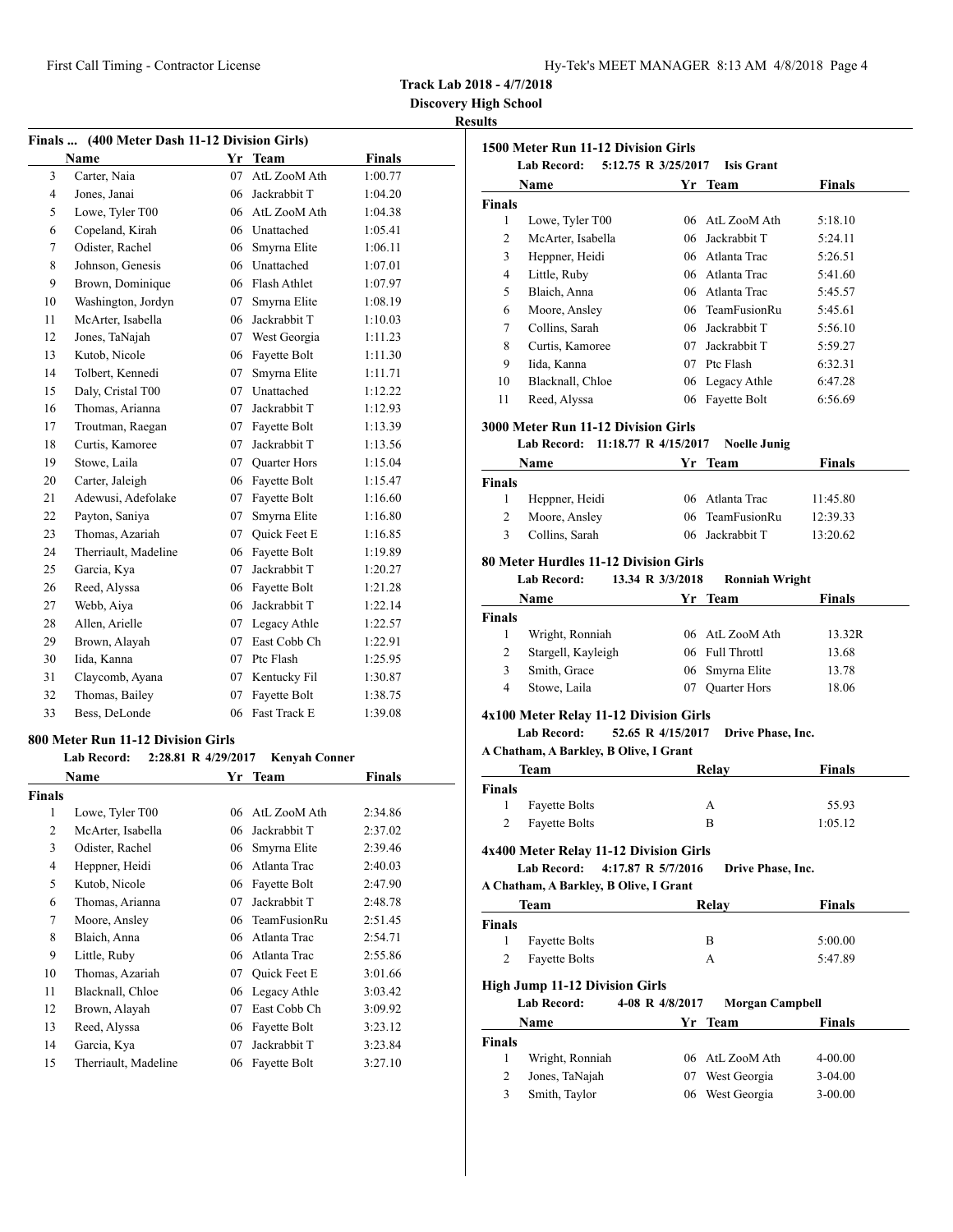**Track Lab 2018 - 4/7/2018**
**Discovery High School**
**Results**

### Finals ... (400 Meter Dash 11-12 Division Girls)

| | Name | Yr | Team | Finals |
|---|---|---|---|---|
| 3 | Carter, Naia | 07 | AtL ZooM Ath | 1:00.77 |
| 4 | Jones, Janai | 06 | Jackrabbit T | 1:04.20 |
| 5 | Lowe, Tyler T00 | 06 | AtL ZooM Ath | 1:04.38 |
| 6 | Copeland, Kirah | 06 | Unattached | 1:05.41 |
| 7 | Odister, Rachel | 06 | Smyrna Elite | 1:06.11 |
| 8 | Johnson, Genesis | 06 | Unattached | 1:07.01 |
| 9 | Brown, Dominique | 06 | Flash Athlet | 1:07.97 |
| 10 | Washington, Jordyn | 07 | Smyrna Elite | 1:08.19 |
| 11 | McArter, Isabella | 06 | Jackrabbit T | 1:10.03 |
| 12 | Jones, TaNajah | 07 | West Georgia | 1:11.23 |
| 13 | Kutob, Nicole | 06 | Fayette Bolt | 1:11.30 |
| 14 | Tolbert, Kennedi | 07 | Smyrna Elite | 1:11.71 |
| 15 | Daly, Cristal T00 | 07 | Unattached | 1:12.22 |
| 16 | Thomas, Arianna | 07 | Jackrabbit T | 1:12.93 |
| 17 | Troutman, Raegan | 07 | Fayette Bolt | 1:13.39 |
| 18 | Curtis, Kamoree | 07 | Jackrabbit T | 1:13.56 |
| 19 | Stowe, Laila | 07 | Quarter Hors | 1:15.04 |
| 20 | Carter, Jaleigh | 06 | Fayette Bolt | 1:15.47 |
| 21 | Adewusi, Adefolake | 07 | Fayette Bolt | 1:16.60 |
| 22 | Payton, Saniya | 07 | Smyrna Elite | 1:16.80 |
| 23 | Thomas, Azariah | 07 | Quick Feet E | 1:16.85 |
| 24 | Therriault, Madeline | 06 | Fayette Bolt | 1:19.89 |
| 25 | Garcia, Kya | 07 | Jackrabbit T | 1:20.27 |
| 26 | Reed, Alyssa | 06 | Fayette Bolt | 1:21.28 |
| 27 | Webb, Aiya | 06 | Jackrabbit T | 1:22.14 |
| 28 | Allen, Arielle | 07 | Legacy Athle | 1:22.57 |
| 29 | Brown, Alayah | 07 | East Cobb Ch | 1:22.91 |
| 30 | Iida, Kanna | 07 | Ptc Flash | 1:25.95 |
| 31 | Claycomb, Ayana | 07 | Kentucky Fil | 1:30.87 |
| 32 | Thomas, Bailey | 07 | Fayette Bolt | 1:38.75 |
| 33 | Bess, DeLonde | 06 | Fast Track E | 1:39.08 |

### 800 Meter Run 11-12 Division Girls

**Lab Record:** 2:28.81 R 4/29/2017 **Kenyah Conner**

| | Name | Yr | Team | Finals |
|---|---|---|---|---|
| **Finals** | | | | |
| 1 | Lowe, Tyler T00 | 06 | AtL ZooM Ath | 2:34.86 |
| 2 | McArter, Isabella | 06 | Jackrabbit T | 2:37.02 |
| 3 | Odister, Rachel | 06 | Smyrna Elite | 2:39.46 |
| 4 | Heppner, Heidi | 06 | Atlanta Trac | 2:40.03 |
| 5 | Kutob, Nicole | 06 | Fayette Bolt | 2:47.90 |
| 6 | Thomas, Arianna | 07 | Jackrabbit T | 2:48.78 |
| 7 | Moore, Ansley | 06 | TeamFusionRu | 2:51.45 |
| 8 | Blaich, Anna | 06 | Atlanta Trac | 2:54.71 |
| 9 | Little, Ruby | 06 | Atlanta Trac | 2:55.86 |
| 10 | Thomas, Azariah | 07 | Quick Feet E | 3:01.66 |
| 11 | Blacknall, Chloe | 06 | Legacy Athle | 3:03.42 |
| 12 | Brown, Alayah | 07 | East Cobb Ch | 3:09.92 |
| 13 | Reed, Alyssa | 06 | Fayette Bolt | 3:23.12 |
| 14 | Garcia, Kya | 07 | Jackrabbit T | 3:23.84 |
| 15 | Therriault, Madeline | 06 | Fayette Bolt | 3:27.10 |

### 1500 Meter Run 11-12 Division Girls

**Lab Record:** 5:12.75 R 3/25/2017 **Isis Grant**

| | Name | Yr | Team | Finals |
|---|---|---|---|---|
| **Finals** | | | | |
| 1 | Lowe, Tyler T00 | 06 | AtL ZooM Ath | 5:18.10 |
| 2 | McArter, Isabella | 06 | Jackrabbit T | 5:24.11 |
| 3 | Heppner, Heidi | 06 | Atlanta Trac | 5:26.51 |
| 4 | Little, Ruby | 06 | Atlanta Trac | 5:41.60 |
| 5 | Blaich, Anna | 06 | Atlanta Trac | 5:45.57 |
| 6 | Moore, Ansley | 06 | TeamFusionRu | 5:45.61 |
| 7 | Collins, Sarah | 06 | Jackrabbit T | 5:56.10 |
| 8 | Curtis, Kamoree | 07 | Jackrabbit T | 5:59.27 |
| 9 | Iida, Kanna | 07 | Ptc Flash | 6:32.31 |
| 10 | Blacknall, Chloe | 06 | Legacy Athle | 6:47.28 |
| 11 | Reed, Alyssa | 06 | Fayette Bolt | 6:56.69 |

### 3000 Meter Run 11-12 Division Girls

**Lab Record:** 11:18.77 R 4/15/2017 **Noelle Junig**

| | Name | Yr | Team | Finals |
|---|---|---|---|---|
| **Finals** | | | | |
| 1 | Heppner, Heidi | 06 | Atlanta Trac | 11:45.80 |
| 2 | Moore, Ansley | 06 | TeamFusionRu | 12:39.33 |
| 3 | Collins, Sarah | 06 | Jackrabbit T | 13:20.62 |

### 80 Meter Hurdles 11-12 Division Girls

**Lab Record:** 13.34 R 3/3/2018 **Ronniah Wright**

| | Name | Yr | Team | Finals |
|---|---|---|---|---|
| **Finals** | | | | |
| 1 | Wright, Ronniah | 06 | AtL ZooM Ath | 13.32R |
| 2 | Stargell, Kayleigh | 06 | Full Throttl | 13.68 |
| 3 | Smith, Grace | 06 | Smyrna Elite | 13.78 |
| 4 | Stowe, Laila | 07 | Quarter Hors | 18.06 |

### 4x100 Meter Relay 11-12 Division Girls

**Lab Record:** 52.65 R 4/15/2017 **Drive Phase, Inc.**

**A Chatham, A Barkley, B Olive, I Grant**

| | Team | Relay | Finals |
|---|---|---|---|
| **Finals** | | | |
| 1 | Fayette Bolts | A | 55.93 |
| 2 | Fayette Bolts | B | 1:05.12 |

### 4x400 Meter Relay 11-12 Division Girls

**Lab Record:** 4:17.87 R 5/7/2016 **Drive Phase, Inc.**

**A Chatham, A Barkley, B Olive, I Grant**

| | Team | Relay | Finals |
|---|---|---|---|
| **Finals** | | | |
| 1 | Fayette Bolts | B | 5:00.00 |
| 2 | Fayette Bolts | A | 5:47.89 |

### High Jump 11-12 Division Girls

**Lab Record:** 4-08 R 4/8/2017 **Morgan Campbell**

| | Name | Yr | Team | Finals |
|---|---|---|---|---|
| **Finals** | | | | |
| 1 | Wright, Ronniah | 06 | AtL ZooM Ath | 4-00.00 |
| 2 | Jones, TaNajah | 07 | West Georgia | 3-04.00 |
| 3 | Smith, Taylor | 06 | West Georgia | 3-00.00 |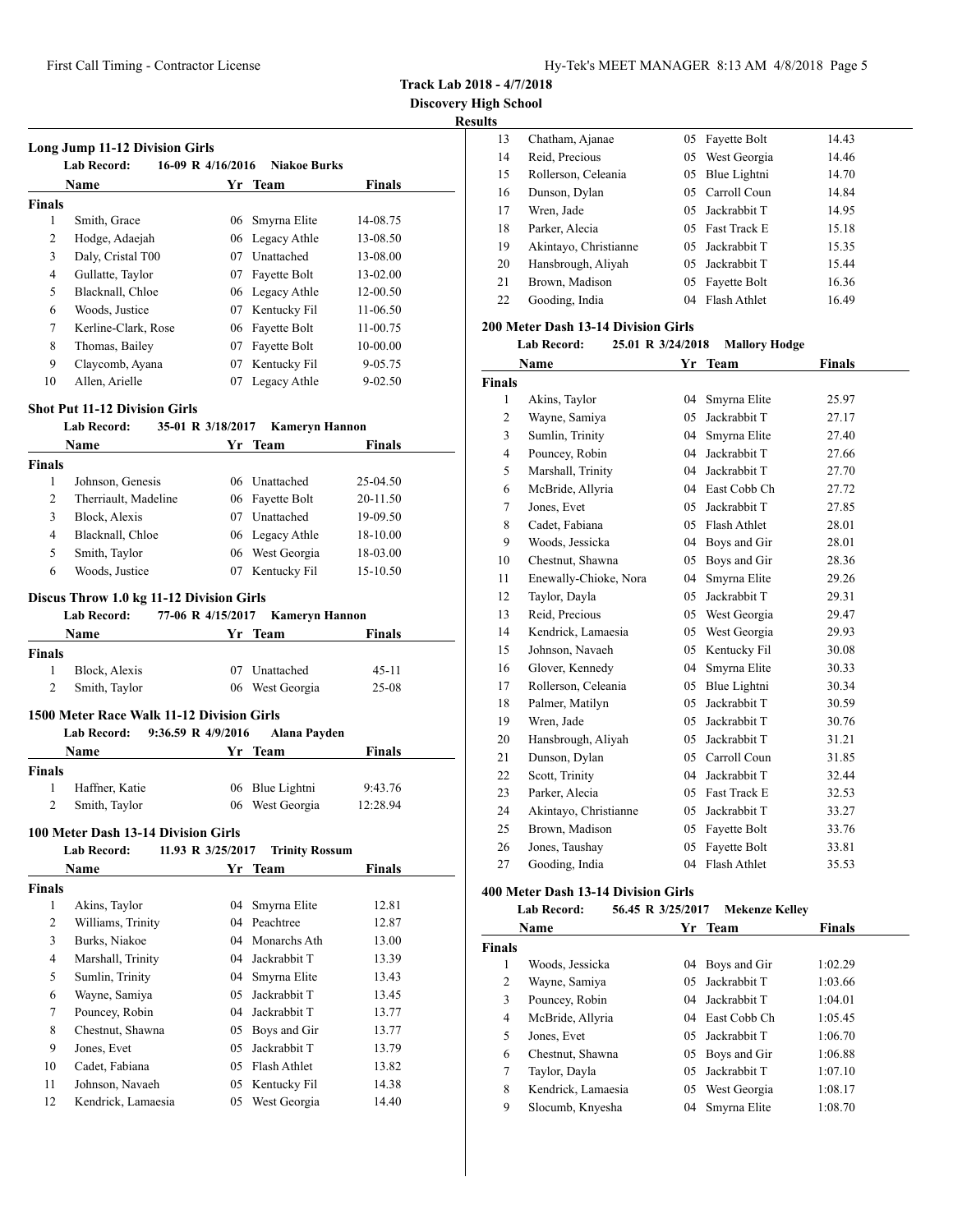**Track Lab 2018 - 4/7/2018**
**Discovery High School**
**Results**

### Long Jump 11-12 Division Girls

Lab Record: 16-09 R 4/16/2016 Niakoe Burks

| | Name | Yr | Team | Finals |
|---|---|---|---|---|
| **Finals** | | | | |
| 1 | Smith, Grace | 06 | Smyrna Elite | 14-08.75 |
| 2 | Hodge, Adaejah | 06 | Legacy Athle | 13-08.50 |
| 3 | Daly, Cristal T00 | 07 | Unattached | 13-08.00 |
| 4 | Gullatte, Taylor | 07 | Fayette Bolt | 13-02.00 |
| 5 | Blacknall, Chloe | 06 | Legacy Athle | 12-00.50 |
| 6 | Woods, Justice | 07 | Kentucky Fil | 11-06.50 |
| 7 | Kerline-Clark, Rose | 06 | Fayette Bolt | 11-00.75 |
| 8 | Thomas, Bailey | 07 | Fayette Bolt | 10-00.00 |
| 9 | Claycomb, Ayana | 07 | Kentucky Fil | 9-05.75 |
| 10 | Allen, Arielle | 07 | Legacy Athle | 9-02.50 |

### Shot Put 11-12 Division Girls

Lab Record: 35-01 R 3/18/2017 Kameryn Hannon

| | Name | Yr | Team | Finals |
|---|---|---|---|---|
| **Finals** | | | | |
| 1 | Johnson, Genesis | 06 | Unattached | 25-04.50 |
| 2 | Therriault, Madeline | 06 | Fayette Bolt | 20-11.50 |
| 3 | Block, Alexis | 07 | Unattached | 19-09.50 |
| 4 | Blacknall, Chloe | 06 | Legacy Athle | 18-10.00 |
| 5 | Smith, Taylor | 06 | West Georgia | 18-03.00 |
| 6 | Woods, Justice | 07 | Kentucky Fil | 15-10.50 |

### Discus Throw 1.0 kg 11-12 Division Girls

Lab Record: 77-06 R 4/15/2017 Kameryn Hannon

| | Name | Yr | Team | Finals |
|---|---|---|---|---|
| **Finals** | | | | |
| 1 | Block, Alexis | 07 | Unattached | 45-11 |
| 2 | Smith, Taylor | 06 | West Georgia | 25-08 |

### 1500 Meter Race Walk 11-12 Division Girls

Lab Record: 9:36.59 R 4/9/2016 Alana Payden

| | Name | Yr | Team | Finals |
|---|---|---|---|---|
| **Finals** | | | | |
| 1 | Haffner, Katie | 06 | Blue Lightni | 9:43.76 |
| 2 | Smith, Taylor | 06 | West Georgia | 12:28.94 |

### 100 Meter Dash 13-14 Division Girls

Lab Record: 11.93 R 3/25/2017 Trinity Rossum

| | Name | Yr | Team | Finals |
|---|---|---|---|---|
| **Finals** | | | | |
| 1 | Akins, Taylor | 04 | Smyrna Elite | 12.81 |
| 2 | Williams, Trinity | 04 | Peachtree | 12.87 |
| 3 | Burks, Niakoe | 04 | Monarchs Ath | 13.00 |
| 4 | Marshall, Trinity | 04 | Jackrabbit T | 13.39 |
| 5 | Sumlin, Trinity | 04 | Smyrna Elite | 13.43 |
| 6 | Wayne, Samiya | 05 | Jackrabbit T | 13.45 |
| 7 | Pouncey, Robin | 04 | Jackrabbit T | 13.77 |
| 8 | Chestnut, Shawna | 05 | Boys and Gir | 13.77 |
| 9 | Jones, Evet | 05 | Jackrabbit T | 13.79 |
| 10 | Cadet, Fabiana | 05 | Flash Athlet | 13.82 |
| 11 | Johnson, Navaeh | 05 | Kentucky Fil | 14.38 |
| 12 | Kendrick, Lamaesia | 05 | West Georgia | 14.40 |
| 13 | Chatham, Ajanae | 05 | Fayette Bolt | 14.43 |
| 14 | Reid, Precious | 05 | West Georgia | 14.46 |
| 15 | Rollerson, Celeania | 05 | Blue Lightni | 14.70 |
| 16 | Dunson, Dylan | 05 | Carroll Coun | 14.84 |
| 17 | Wren, Jade | 05 | Jackrabbit T | 14.95 |
| 18 | Parker, Alecia | 05 | Fast Track E | 15.18 |
| 19 | Akintayo, Christianne | 05 | Jackrabbit T | 15.35 |
| 20 | Hansbrough, Aliyah | 05 | Jackrabbit T | 15.44 |
| 21 | Brown, Madison | 05 | Fayette Bolt | 16.36 |
| 22 | Gooding, India | 04 | Flash Athlet | 16.49 |

### 200 Meter Dash 13-14 Division Girls

Lab Record: 25.01 R 3/24/2018 Mallory Hodge

| | Name | Yr | Team | Finals |
|---|---|---|---|---|
| **Finals** | | | | |
| 1 | Akins, Taylor | 04 | Smyrna Elite | 25.97 |
| 2 | Wayne, Samiya | 05 | Jackrabbit T | 27.17 |
| 3 | Sumlin, Trinity | 04 | Smyrna Elite | 27.40 |
| 4 | Pouncey, Robin | 04 | Jackrabbit T | 27.66 |
| 5 | Marshall, Trinity | 04 | Jackrabbit T | 27.70 |
| 6 | McBride, Allyria | 04 | East Cobb Ch | 27.72 |
| 7 | Jones, Evet | 05 | Jackrabbit T | 27.85 |
| 8 | Cadet, Fabiana | 05 | Flash Athlet | 28.01 |
| 9 | Woods, Jessicka | 04 | Boys and Gir | 28.01 |
| 10 | Chestnut, Shawna | 05 | Boys and Gir | 28.36 |
| 11 | Enewally-Chioke, Nora | 04 | Smyrna Elite | 29.26 |
| 12 | Taylor, Dayla | 05 | Jackrabbit T | 29.31 |
| 13 | Reid, Precious | 05 | West Georgia | 29.47 |
| 14 | Kendrick, Lamaesia | 05 | West Georgia | 29.93 |
| 15 | Johnson, Navaeh | 05 | Kentucky Fil | 30.08 |
| 16 | Glover, Kennedy | 04 | Smyrna Elite | 30.33 |
| 17 | Rollerson, Celeania | 05 | Blue Lightni | 30.34 |
| 18 | Palmer, Matilyn | 05 | Jackrabbit T | 30.59 |
| 19 | Wren, Jade | 05 | Jackrabbit T | 30.76 |
| 20 | Hansbrough, Aliyah | 05 | Jackrabbit T | 31.21 |
| 21 | Dunson, Dylan | 05 | Carroll Coun | 31.85 |
| 22 | Scott, Trinity | 04 | Jackrabbit T | 32.44 |
| 23 | Parker, Alecia | 05 | Fast Track E | 32.53 |
| 24 | Akintayo, Christianne | 05 | Jackrabbit T | 33.27 |
| 25 | Brown, Madison | 05 | Fayette Bolt | 33.76 |
| 26 | Jones, Taushay | 05 | Fayette Bolt | 33.81 |
| 27 | Gooding, India | 04 | Flash Athlet | 35.53 |

### 400 Meter Dash 13-14 Division Girls

Lab Record: 56.45 R 3/25/2017 Mekenze Kelley

| | Name | Yr | Team | Finals |
|---|---|---|---|---|
| **Finals** | | | | |
| 1 | Woods, Jessicka | 04 | Boys and Gir | 1:02.29 |
| 2 | Wayne, Samiya | 05 | Jackrabbit T | 1:03.66 |
| 3 | Pouncey, Robin | 04 | Jackrabbit T | 1:04.01 |
| 4 | McBride, Allyria | 04 | East Cobb Ch | 1:05.45 |
| 5 | Jones, Evet | 05 | Jackrabbit T | 1:06.70 |
| 6 | Chestnut, Shawna | 05 | Boys and Gir | 1:06.88 |
| 7 | Taylor, Dayla | 05 | Jackrabbit T | 1:07.10 |
| 8 | Kendrick, Lamaesia | 05 | West Georgia | 1:08.17 |
| 9 | Slocumb, Knyesha | 04 | Smyrna Elite | 1:08.70 |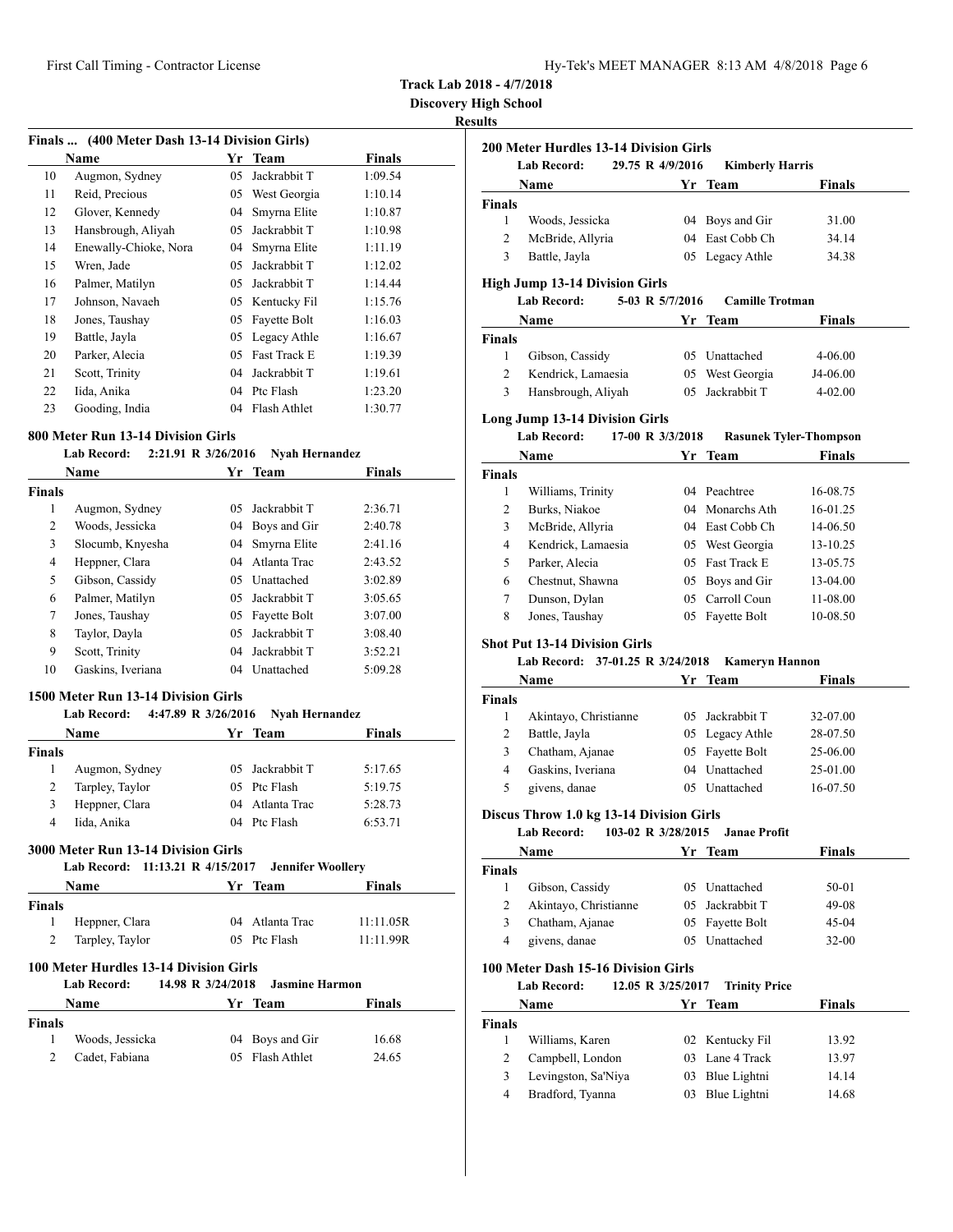**Track Lab 2018 - 4/7/2018**

**Discovery High School**

**Results**

### Finals ... (400 Meter Dash 13-14 Division Girls)

| | Name | Yr | Team | Finals |
|---|---|---|---|---|
| 10 | Augmon, Sydney | 05 | Jackrabbit T | 1:09.54 |
| 11 | Reid, Precious | 05 | West Georgia | 1:10.14 |
| 12 | Glover, Kennedy | 04 | Smyrna Elite | 1:10.87 |
| 13 | Hansbrough, Aliyah | 05 | Jackrabbit T | 1:10.98 |
| 14 | Enewally-Chioke, Nora | 04 | Smyrna Elite | 1:11.19 |
| 15 | Wren, Jade | 05 | Jackrabbit T | 1:12.02 |
| 16 | Palmer, Matilyn | 05 | Jackrabbit T | 1:14.44 |
| 17 | Johnson, Navaeh | 05 | Kentucky Fil | 1:15.76 |
| 18 | Jones, Taushay | 05 | Fayette Bolt | 1:16.03 |
| 19 | Battle, Jayla | 05 | Legacy Athle | 1:16.67 |
| 20 | Parker, Alecia | 05 | Fast Track E | 1:19.39 |
| 21 | Scott, Trinity | 04 | Jackrabbit T | 1:19.61 |
| 22 | Iida, Anika | 04 | Ptc Flash | 1:23.20 |
| 23 | Gooding, India | 04 | Flash Athlet | 1:30.77 |

### 800 Meter Run 13-14 Division Girls

**Lab Record: 2:21.91 R 3/26/2016 Nyah Hernandez**

| | Name | Yr | Team | Finals |
|---|---|---|---|---|
| **Finals** | | | | |
| 1 | Augmon, Sydney | 05 | Jackrabbit T | 2:36.71 |
| 2 | Woods, Jessicka | 04 | Boys and Gir | 2:40.78 |
| 3 | Slocumb, Knyesha | 04 | Smyrna Elite | 2:41.16 |
| 4 | Heppner, Clara | 04 | Atlanta Trac | 2:43.52 |
| 5 | Gibson, Cassidy | 05 | Unattached | 3:02.89 |
| 6 | Palmer, Matilyn | 05 | Jackrabbit T | 3:05.65 |
| 7 | Jones, Taushay | 05 | Fayette Bolt | 3:07.00 |
| 8 | Taylor, Dayla | 05 | Jackrabbit T | 3:08.40 |
| 9 | Scott, Trinity | 04 | Jackrabbit T | 3:52.21 |
| 10 | Gaskins, Iveriana | 04 | Unattached | 5:09.28 |

### 1500 Meter Run 13-14 Division Girls

**Lab Record: 4:47.89 R 3/26/2016 Nyah Hernandez**

| | Name | Yr | Team | Finals |
|---|---|---|---|---|
| **Finals** | | | | |
| 1 | Augmon, Sydney | 05 | Jackrabbit T | 5:17.65 |
| 2 | Tarpley, Taylor | 05 | Ptc Flash | 5:19.75 |
| 3 | Heppner, Clara | 04 | Atlanta Trac | 5:28.73 |
| 4 | Iida, Anika | 04 | Ptc Flash | 6:53.71 |

### 3000 Meter Run 13-14 Division Girls

**Lab Record: 11:13.21 R 4/15/2017 Jennifer Woollery**

| | Name | Yr | Team | Finals |
|---|---|---|---|---|
| **Finals** | | | | |
| 1 | Heppner, Clara | 04 | Atlanta Trac | 11:11.05R |
| 2 | Tarpley, Taylor | 05 | Ptc Flash | 11:11.99R |

### 100 Meter Hurdles 13-14 Division Girls

**Lab Record: 14.98 R 3/24/2018 Jasmine Harmon**

| | Name | Yr | Team | Finals |
|---|---|---|---|---|
| **Finals** | | | | |
| 1 | Woods, Jessicka | 04 | Boys and Gir | 16.68 |
| 2 | Cadet, Fabiana | 05 | Flash Athlet | 24.65 |

### 200 Meter Hurdles 13-14 Division Girls

**Lab Record: 29.75 R 4/9/2016 Kimberly Harris**

| | Name | Yr | Team | Finals |
|---|---|---|---|---|
| **Finals** | | | | |
| 1 | Woods, Jessicka | 04 | Boys and Gir | 31.00 |
| 2 | McBride, Allyria | 04 | East Cobb Ch | 34.14 |
| 3 | Battle, Jayla | 05 | Legacy Athle | 34.38 |

### High Jump 13-14 Division Girls

**Lab Record: 5-03 R 5/7/2016 Camille Trotman**

| | Name | Yr | Team | Finals |
|---|---|---|---|---|
| **Finals** | | | | |
| 1 | Gibson, Cassidy | 05 | Unattached | 4-06.00 |
| 2 | Kendrick, Lamaesia | 05 | West Georgia | J4-06.00 |
| 3 | Hansbrough, Aliyah | 05 | Jackrabbit T | 4-02.00 |

### Long Jump 13-14 Division Girls

**Lab Record: 17-00 R 3/3/2018 Rasunek Tyler-Thompson**

| | Name | Yr | Team | Finals |
|---|---|---|---|---|
| **Finals** | | | | |
| 1 | Williams, Trinity | 04 | Peachtree | 16-08.75 |
| 2 | Burks, Niakoe | 04 | Monarchs Ath | 16-01.25 |
| 3 | McBride, Allyria | 04 | East Cobb Ch | 14-06.50 |
| 4 | Kendrick, Lamaesia | 05 | West Georgia | 13-10.25 |
| 5 | Parker, Alecia | 05 | Fast Track E | 13-05.75 |
| 6 | Chestnut, Shawna | 05 | Boys and Gir | 13-04.00 |
| 7 | Dunson, Dylan | 05 | Carroll Coun | 11-08.00 |
| 8 | Jones, Taushay | 05 | Fayette Bolt | 10-08.50 |

### Shot Put 13-14 Division Girls

**Lab Record: 37-01.25 R 3/24/2018 Kameryn Hannon**

| | Name | Yr | Team | Finals |
|---|---|---|---|---|
| **Finals** | | | | |
| 1 | Akintayo, Christianne | 05 | Jackrabbit T | 32-07.00 |
| 2 | Battle, Jayla | 05 | Legacy Athle | 28-07.50 |
| 3 | Chatham, Ajanae | 05 | Fayette Bolt | 25-06.00 |
| 4 | Gaskins, Iveriana | 04 | Unattached | 25-01.00 |
| 5 | givens, danae | 05 | Unattached | 16-07.50 |

### Discus Throw 1.0 kg 13-14 Division Girls

**Lab Record: 103-02 R 3/28/2015 Janae Profit**

| | Name | Yr | Team | Finals |
|---|---|---|---|---|
| **Finals** | | | | |
| 1 | Gibson, Cassidy | 05 | Unattached | 50-01 |
| 2 | Akintayo, Christianne | 05 | Jackrabbit T | 49-08 |
| 3 | Chatham, Ajanae | 05 | Fayette Bolt | 45-04 |
| 4 | givens, danae | 05 | Unattached | 32-00 |

### 100 Meter Dash 15-16 Division Girls

**Lab Record: 12.05 R 3/25/2017 Trinity Price**

| | Name | Yr | Team | Finals |
|---|---|---|---|---|
| **Finals** | | | | |
| 1 | Williams, Karen | 02 | Kentucky Fil | 13.92 |
| 2 | Campbell, London | 03 | Lane 4 Track | 13.97 |
| 3 | Levingston, Sa'Niya | 03 | Blue Lightni | 14.14 |
| 4 | Bradford, Tyanna | 03 | Blue Lightni | 14.68 |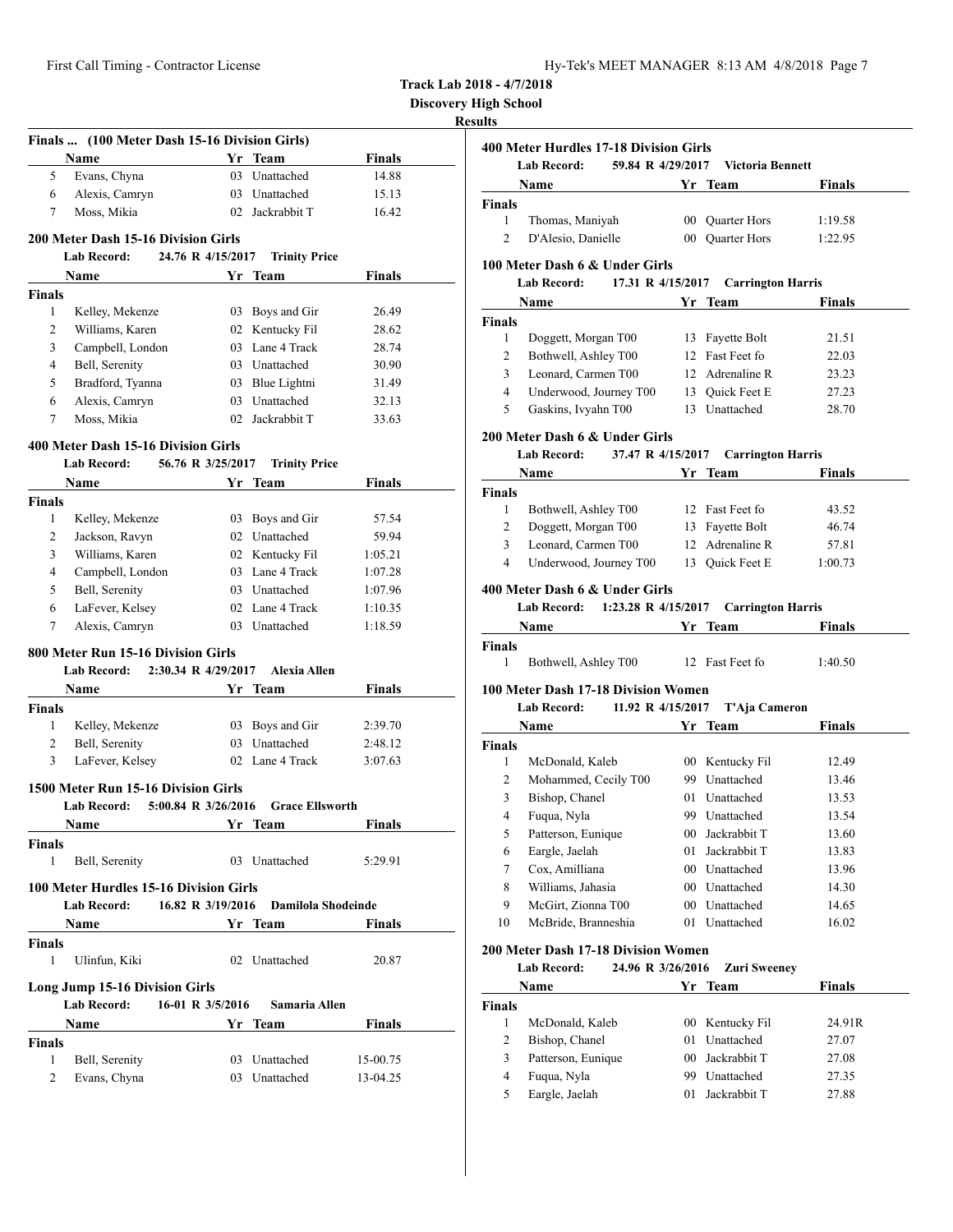**Track Lab 2018 - 4/7/2018**

**Discovery High School**

**Results**

### Finals ... (100 Meter Dash 15-16 Division Girls)

| | Name | Yr | Team | Finals |
|---|---|---|---|---|
| 5 | Evans, Chyna | 03 | Unattached | 14.88 |
| 6 | Alexis, Camryn | 03 | Unattached | 15.13 |
| 7 | Moss, Mikia | 02 | Jackrabbit T | 16.42 |

### 200 Meter Dash 15-16 Division Girls

Lab Record: 24.76 R 4/15/2017 Trinity Price

| | Name | Yr | Team | Finals |
|---|---|---|---|---|
| **Finals** | | | | |
| 1 | Kelley, Mekenze | 03 | Boys and Gir | 26.49 |
| 2 | Williams, Karen | 02 | Kentucky Fil | 28.62 |
| 3 | Campbell, London | 03 | Lane 4 Track | 28.74 |
| 4 | Bell, Serenity | 03 | Unattached | 30.90 |
| 5 | Bradford, Tyanna | 03 | Blue Lightni | 31.49 |
| 6 | Alexis, Camryn | 03 | Unattached | 32.13 |
| 7 | Moss, Mikia | 02 | Jackrabbit T | 33.63 |

### 400 Meter Dash 15-16 Division Girls

Lab Record: 56.76 R 3/25/2017 Trinity Price

| | Name | Yr | Team | Finals |
|---|---|---|---|---|
| **Finals** | | | | |
| 1 | Kelley, Mekenze | 03 | Boys and Gir | 57.54 |
| 2 | Jackson, Ravyn | 02 | Unattached | 59.94 |
| 3 | Williams, Karen | 02 | Kentucky Fil | 1:05.21 |
| 4 | Campbell, London | 03 | Lane 4 Track | 1:07.28 |
| 5 | Bell, Serenity | 03 | Unattached | 1:07.96 |
| 6 | LaFever, Kelsey | 02 | Lane 4 Track | 1:10.35 |
| 7 | Alexis, Camryn | 03 | Unattached | 1:18.59 |

### 800 Meter Run 15-16 Division Girls

Lab Record: 2:30.34 R 4/29/2017 Alexia Allen

| | Name | Yr | Team | Finals |
|---|---|---|---|---|
| **Finals** | | | | |
| 1 | Kelley, Mekenze | 03 | Boys and Gir | 2:39.70 |
| 2 | Bell, Serenity | 03 | Unattached | 2:48.12 |
| 3 | LaFever, Kelsey | 02 | Lane 4 Track | 3:07.63 |

### 1500 Meter Run 15-16 Division Girls

Lab Record: 5:00.84 R 3/26/2016 Grace Ellsworth

| | Name | Yr | Team | Finals |
|---|---|---|---|---|
| **Finals** | | | | |
| 1 | Bell, Serenity | 03 | Unattached | 5:29.91 |

### 100 Meter Hurdles 15-16 Division Girls

Lab Record: 16.82 R 3/19/2016 Damilola Shodeinde

| | Name | Yr | Team | Finals |
|---|---|---|---|---|
| **Finals** | | | | |
| 1 | Ulinfun, Kiki | 02 | Unattached | 20.87 |

### Long Jump 15-16 Division Girls

Lab Record: 16-01 R 3/5/2016 Samaria Allen

| | Name | Yr | Team | Finals |
|---|---|---|---|---|
| **Finals** | | | | |
| 1 | Bell, Serenity | 03 | Unattached | 15-00.75 |
| 2 | Evans, Chyna | 03 | Unattached | 13-04.25 |

### 400 Meter Hurdles 17-18 Division Girls

Lab Record: 59.84 R 4/29/2017 Victoria Bennett

| | Name | Yr | Team | Finals |
|---|---|---|---|---|
| **Finals** | | | | |
| 1 | Thomas, Maniyah | 00 | Quarter Hors | 1:19.58 |
| 2 | D'Alesio, Danielle | 00 | Quarter Hors | 1:22.95 |

### 100 Meter Dash 6 & Under Girls

Lab Record: 17.31 R 4/15/2017 Carrington Harris

| | Name | Yr | Team | Finals |
|---|---|---|---|---|
| **Finals** | | | | |
| 1 | Doggett, Morgan T00 | 13 | Fayette Bolt | 21.51 |
| 2 | Bothwell, Ashley T00 | 12 | Fast Feet fo | 22.03 |
| 3 | Leonard, Carmen T00 | 12 | Adrenaline R | 23.23 |
| 4 | Underwood, Journey T00 | 13 | Quick Feet E | 27.23 |
| 5 | Gaskins, Ivyahn T00 | 13 | Unattached | 28.70 |

### 200 Meter Dash 6 & Under Girls

Lab Record: 37.47 R 4/15/2017 Carrington Harris

| | Name | Yr | Team | Finals |
|---|---|---|---|---|
| **Finals** | | | | |
| 1 | Bothwell, Ashley T00 | 12 | Fast Feet fo | 43.52 |
| 2 | Doggett, Morgan T00 | 13 | Fayette Bolt | 46.74 |
| 3 | Leonard, Carmen T00 | 12 | Adrenaline R | 57.81 |
| 4 | Underwood, Journey T00 | 13 | Quick Feet E | 1:00.73 |

### 400 Meter Dash 6 & Under Girls

Lab Record: 1:23.28 R 4/15/2017 Carrington Harris

| | Name | Yr | Team | Finals |
|---|---|---|---|---|
| **Finals** | | | | |
| 1 | Bothwell, Ashley T00 | 12 | Fast Feet fo | 1:40.50 |

### 100 Meter Dash 17-18 Division Women

Lab Record: 11.92 R 4/15/2017 T'Aja Cameron

| | Name | Yr | Team | Finals |
|---|---|---|---|---|
| **Finals** | | | | |
| 1 | McDonald, Kaleb | 00 | Kentucky Fil | 12.49 |
| 2 | Mohammed, Cecily T00 | 99 | Unattached | 13.46 |
| 3 | Bishop, Chanel | 01 | Unattached | 13.53 |
| 4 | Fuqua, Nyla | 99 | Unattached | 13.54 |
| 5 | Patterson, Eunique | 00 | Jackrabbit T | 13.60 |
| 6 | Eargle, Jaelah | 01 | Jackrabbit T | 13.83 |
| 7 | Cox, Amilliana | 00 | Unattached | 13.96 |
| 8 | Williams, Jahasia | 00 | Unattached | 14.30 |
| 9 | McGirt, Zionna T00 | 00 | Unattached | 14.65 |
| 10 | McBride, Branneshia | 01 | Unattached | 16.02 |

### 200 Meter Dash 17-18 Division Women

Lab Record: 24.96 R 3/26/2016 Zuri Sweeney

| | Name | Yr | Team | Finals |
|---|---|---|---|---|
| **Finals** | | | | |
| 1 | McDonald, Kaleb | 00 | Kentucky Fil | 24.91R |
| 2 | Bishop, Chanel | 01 | Unattached | 27.07 |
| 3 | Patterson, Eunique | 00 | Jackrabbit T | 27.08 |
| 4 | Fuqua, Nyla | 99 | Unattached | 27.35 |
| 5 | Eargle, Jaelah | 01 | Jackrabbit T | 27.88 |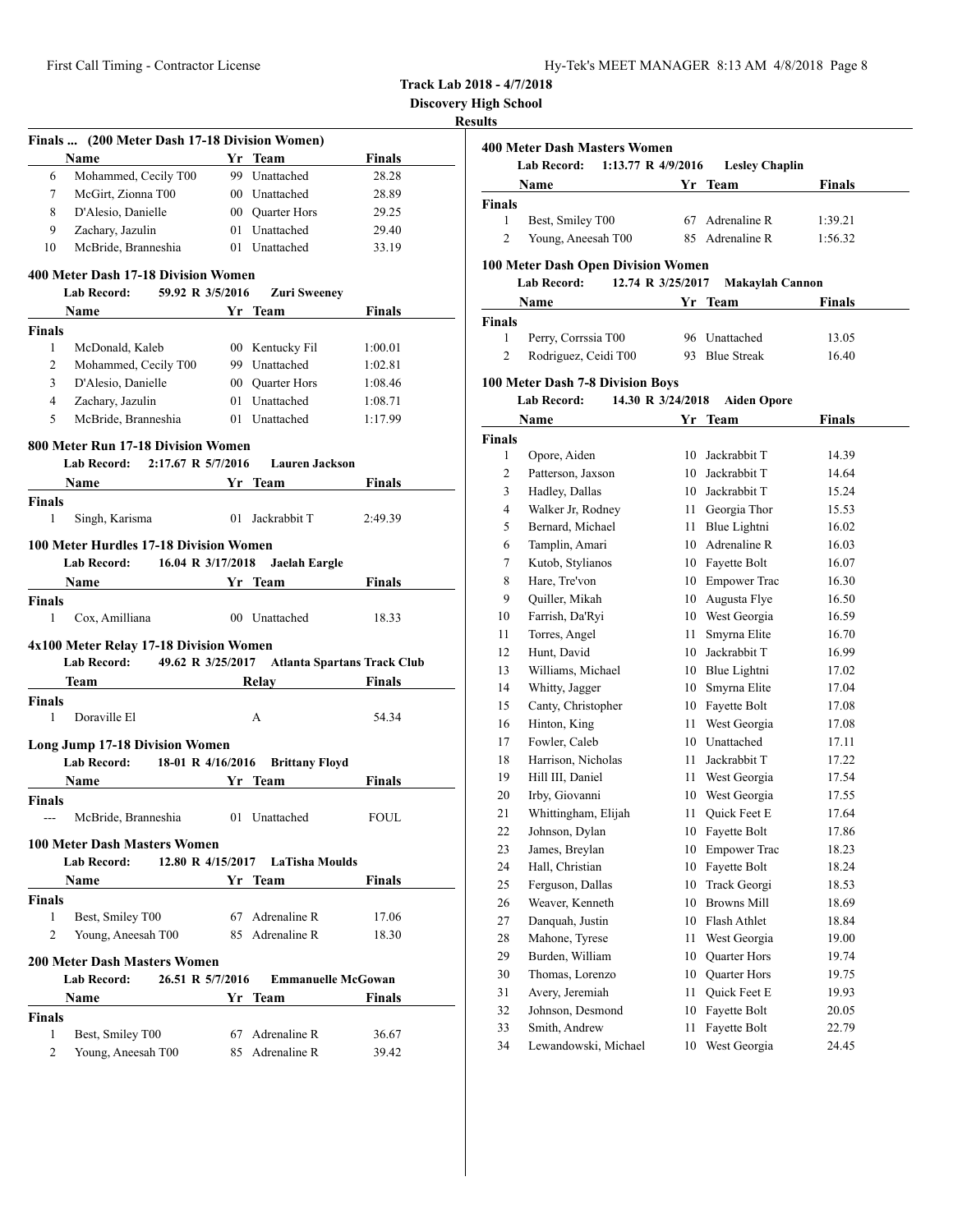Track Lab 2018 - 4/7/2018

Discovery High School

Results

### Finals ... (200 Meter Dash 17-18 Division Women)

| | Name | Yr | Team | Finals |
|---|---|---|---|---|
| 6 | Mohammed, Cecily T00 | 99 | Unattached | 28.28 |
| 7 | McGirt, Zionna T00 | 00 | Unattached | 28.89 |
| 8 | D'Alesio, Danielle | 00 | Quarter Hors | 29.25 |
| 9 | Zachary, Jazulin | 01 | Unattached | 29.40 |
| 10 | McBride, Branneshia | 01 | Unattached | 33.19 |

### 400 Meter Dash 17-18 Division Women

**Lab Record:** 59.92 R 3/5/2016 **Zuri Sweeney**

| | Name | Yr | Team | Finals |
|---|---|---|---|---|
| **Finals** | | | | |
| 1 | McDonald, Kaleb | 00 | Kentucky Fil | 1:00.01 |
| 2 | Mohammed, Cecily T00 | 99 | Unattached | 1:02.81 |
| 3 | D'Alesio, Danielle | 00 | Quarter Hors | 1:08.46 |
| 4 | Zachary, Jazulin | 01 | Unattached | 1:08.71 |
| 5 | McBride, Branneshia | 01 | Unattached | 1:17.99 |

### 800 Meter Run 17-18 Division Women

**Lab Record:** 2:17.67 R 5/7/2016 **Lauren Jackson**

| | Name | Yr | Team | Finals |
|---|---|---|---|---|
| **Finals** | | | | |
| 1 | Singh, Karisma | 01 | Jackrabbit T | 2:49.39 |

### 100 Meter Hurdles 17-18 Division Women

**Lab Record:** 16.04 R 3/17/2018 **Jaelah Eargle**

| | Name | Yr | Team | Finals |
|---|---|---|---|---|
| **Finals** | | | | |
| 1 | Cox, Amilliana | 00 | Unattached | 18.33 |

### 4x100 Meter Relay 17-18 Division Women

**Lab Record:** 49.62 R 3/25/2017 **Atlanta Spartans Track Club**

| | Team | Relay | Finals |
|---|---|---|---|
| **Finals** | | | |
| 1 | Doraville El | A | 54.34 |

### Long Jump 17-18 Division Women

**Lab Record:** 18-01 R 4/16/2016 **Brittany Floyd**

| | Name | Yr | Team | Finals |
|---|---|---|---|---|
| **Finals** | | | | |
| --- | McBride, Branneshia | 01 | Unattached | FOUL |

### 100 Meter Dash Masters Women

**Lab Record:** 12.80 R 4/15/2017 **LaTisha Moulds**

| | Name | Yr | Team | Finals |
|---|---|---|---|---|
| **Finals** | | | | |
| 1 | Best, Smiley T00 | 67 | Adrenaline R | 17.06 |
| 2 | Young, Aneesah T00 | 85 | Adrenaline R | 18.30 |

### 200 Meter Dash Masters Women

**Lab Record:** 26.51 R 5/7/2016 **Emmanuelle McGowan**

| | Name | Yr | Team | Finals |
|---|---|---|---|---|
| **Finals** | | | | |
| 1 | Best, Smiley T00 | 67 | Adrenaline R | 36.67 |
| 2 | Young, Aneesah T00 | 85 | Adrenaline R | 39.42 |

### 400 Meter Dash Masters Women

**Lab Record:** 1:13.77 R 4/9/2016 **Lesley Chaplin**

| | Name | Yr | Team | Finals |
|---|---|---|---|---|
| **Finals** | | | | |
| 1 | Best, Smiley T00 | 67 | Adrenaline R | 1:39.21 |
| 2 | Young, Aneesah T00 | 85 | Adrenaline R | 1:56.32 |

### 100 Meter Dash Open Division Women

**Lab Record:** 12.74 R 3/25/2017 **Makaylah Cannon**

| | Name | Yr | Team | Finals |
|---|---|---|---|---|
| **Finals** | | | | |
| 1 | Perry, Corrssia T00 | 96 | Unattached | 13.05 |
| 2 | Rodriguez, Ceidi T00 | 93 | Blue Streak | 16.40 |

### 100 Meter Dash 7-8 Division Boys

**Lab Record:** 14.30 R 3/24/2018 **Aiden Opore**

| | Name | Yr | Team | Finals |
|---|---|---|---|---|
| **Finals** | | | | |
| 1 | Opore, Aiden | 10 | Jackrabbit T | 14.39 |
| 2 | Patterson, Jaxson | 10 | Jackrabbit T | 14.64 |
| 3 | Hadley, Dallas | 10 | Jackrabbit T | 15.24 |
| 4 | Walker Jr, Rodney | 11 | Georgia Thor | 15.53 |
| 5 | Bernard, Michael | 11 | Blue Lightni | 16.02 |
| 6 | Tamplin, Amari | 10 | Adrenaline R | 16.03 |
| 7 | Kutob, Stylianos | 10 | Fayette Bolt | 16.07 |
| 8 | Hare, Tre'von | 10 | Empower Trac | 16.30 |
| 9 | Quiller, Mikah | 10 | Augusta Flye | 16.50 |
| 10 | Farrish, Da'Ryi | 10 | West Georgia | 16.59 |
| 11 | Torres, Angel | 11 | Smyrna Elite | 16.70 |
| 12 | Hunt, David | 10 | Jackrabbit T | 16.99 |
| 13 | Williams, Michael | 10 | Blue Lightni | 17.02 |
| 14 | Whitty, Jagger | 10 | Smyrna Elite | 17.04 |
| 15 | Canty, Christopher | 10 | Fayette Bolt | 17.08 |
| 16 | Hinton, King | 11 | West Georgia | 17.08 |
| 17 | Fowler, Caleb | 10 | Unattached | 17.11 |
| 18 | Harrison, Nicholas | 11 | Jackrabbit T | 17.22 |
| 19 | Hill III, Daniel | 11 | West Georgia | 17.54 |
| 20 | Irby, Giovanni | 10 | West Georgia | 17.55 |
| 21 | Whittingham, Elijah | 11 | Quick Feet E | 17.64 |
| 22 | Johnson, Dylan | 10 | Fayette Bolt | 17.86 |
| 23 | James, Breylan | 10 | Empower Trac | 18.23 |
| 24 | Hall, Christian | 10 | Fayette Bolt | 18.24 |
| 25 | Ferguson, Dallas | 10 | Track Georgi | 18.53 |
| 26 | Weaver, Kenneth | 10 | Browns Mill | 18.69 |
| 27 | Danquah, Justin | 10 | Flash Athlet | 18.84 |
| 28 | Mahone, Tyrese | 11 | West Georgia | 19.00 |
| 29 | Burden, William | 10 | Quarter Hors | 19.74 |
| 30 | Thomas, Lorenzo | 10 | Quarter Hors | 19.75 |
| 31 | Avery, Jeremiah | 11 | Quick Feet E | 19.93 |
| 32 | Johnson, Desmond | 10 | Fayette Bolt | 20.05 |
| 33 | Smith, Andrew | 11 | Fayette Bolt | 22.79 |
| 34 | Lewandowski, Michael | 10 | West Georgia | 24.45 |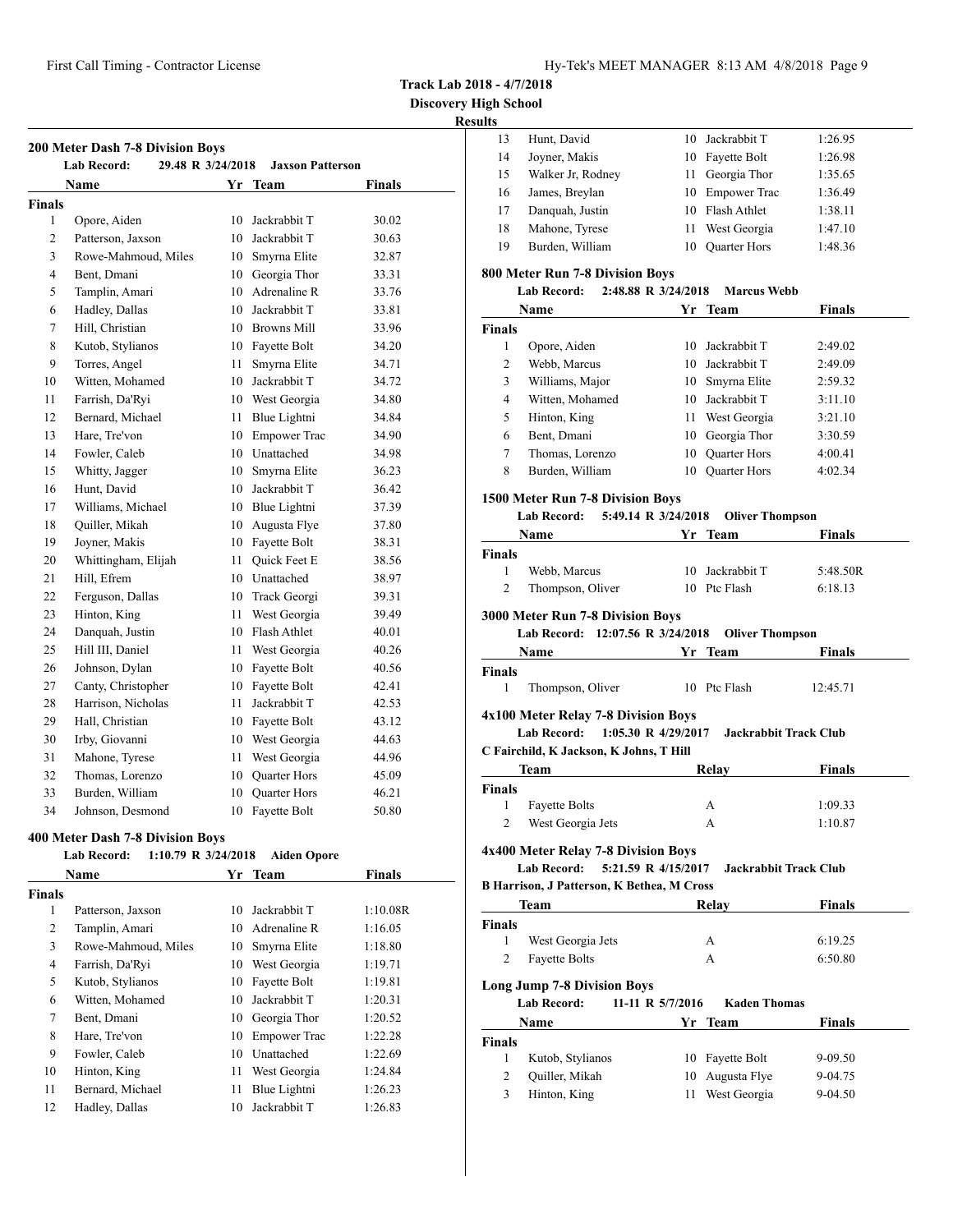**Track Lab 2018 - 4/7/2018**
**Discovery High School**
**Results**

### 200 Meter Dash 7-8 Division Boys

**Lab Record:** 29.48 R 3/24/2018 **Jaxson Patterson**

| | Name | Yr | Team | Finals |
|---|---|---|---|---|
| **Finals** | | | | |
| 1 | Opore, Aiden | 10 | Jackrabbit T | 30.02 |
| 2 | Patterson, Jaxson | 10 | Jackrabbit T | 30.63 |
| 3 | Rowe-Mahmoud, Miles | 10 | Smyrna Elite | 32.87 |
| 4 | Bent, Dmani | 10 | Georgia Thor | 33.31 |
| 5 | Tamplin, Amari | 10 | Adrenaline R | 33.76 |
| 6 | Hadley, Dallas | 10 | Jackrabbit T | 33.81 |
| 7 | Hill, Christian | 10 | Browns Mill | 33.96 |
| 8 | Kutob, Stylianos | 10 | Fayette Bolt | 34.20 |
| 9 | Torres, Angel | 11 | Smyrna Elite | 34.71 |
| 10 | Witten, Mohamed | 10 | Jackrabbit T | 34.72 |
| 11 | Farrish, Da'Ryi | 10 | West Georgia | 34.80 |
| 12 | Bernard, Michael | 11 | Blue Lightni | 34.84 |
| 13 | Hare, Tre'von | 10 | Empower Trac | 34.90 |
| 14 | Fowler, Caleb | 10 | Unattached | 34.98 |
| 15 | Whitty, Jagger | 10 | Smyrna Elite | 36.23 |
| 16 | Hunt, David | 10 | Jackrabbit T | 36.42 |
| 17 | Williams, Michael | 10 | Blue Lightni | 37.39 |
| 18 | Quiller, Mikah | 10 | Augusta Flye | 37.80 |
| 19 | Joyner, Makis | 10 | Fayette Bolt | 38.31 |
| 20 | Whittingham, Elijah | 11 | Quick Feet E | 38.56 |
| 21 | Hill, Efrem | 10 | Unattached | 38.97 |
| 22 | Ferguson, Dallas | 10 | Track Georgi | 39.31 |
| 23 | Hinton, King | 11 | West Georgia | 39.49 |
| 24 | Danquah, Justin | 10 | Flash Athlet | 40.01 |
| 25 | Hill III, Daniel | 11 | West Georgia | 40.26 |
| 26 | Johnson, Dylan | 10 | Fayette Bolt | 40.56 |
| 27 | Canty, Christopher | 10 | Fayette Bolt | 42.41 |
| 28 | Harrison, Nicholas | 11 | Jackrabbit T | 42.53 |
| 29 | Hall, Christian | 10 | Fayette Bolt | 43.12 |
| 30 | Irby, Giovanni | 10 | West Georgia | 44.63 |
| 31 | Mahone, Tyrese | 11 | West Georgia | 44.96 |
| 32 | Thomas, Lorenzo | 10 | Quarter Hors | 45.09 |
| 33 | Burden, William | 10 | Quarter Hors | 46.21 |
| 34 | Johnson, Desmond | 10 | Fayette Bolt | 50.80 |

### 400 Meter Dash 7-8 Division Boys

**Lab Record:** 1:10.79 R 3/24/2018 **Aiden Opore**

| | Name | Yr | Team | Finals |
|---|---|---|---|---|
| **Finals** | | | | |
| 1 | Patterson, Jaxson | 10 | Jackrabbit T | 1:10.08R |
| 2 | Tamplin, Amari | 10 | Adrenaline R | 1:16.05 |
| 3 | Rowe-Mahmoud, Miles | 10 | Smyrna Elite | 1:18.80 |
| 4 | Farrish, Da'Ryi | 10 | West Georgia | 1:19.71 |
| 5 | Kutob, Stylianos | 10 | Fayette Bolt | 1:19.81 |
| 6 | Witten, Mohamed | 10 | Jackrabbit T | 1:20.31 |
| 7 | Bent, Dmani | 10 | Georgia Thor | 1:20.52 |
| 8 | Hare, Tre'von | 10 | Empower Trac | 1:22.28 |
| 9 | Fowler, Caleb | 10 | Unattached | 1:22.69 |
| 10 | Hinton, King | 11 | West Georgia | 1:24.84 |
| 11 | Bernard, Michael | 11 | Blue Lightni | 1:26.23 |
| 12 | Hadley, Dallas | 10 | Jackrabbit T | 1:26.83 |
| 13 | Hunt, David | 10 | Jackrabbit T | 1:26.95 |
| 14 | Joyner, Makis | 10 | Fayette Bolt | 1:26.98 |
| 15 | Walker Jr, Rodney | 11 | Georgia Thor | 1:35.65 |
| 16 | James, Breylan | 10 | Empower Trac | 1:36.49 |
| 17 | Danquah, Justin | 10 | Flash Athlet | 1:38.11 |
| 18 | Mahone, Tyrese | 11 | West Georgia | 1:47.10 |
| 19 | Burden, William | 10 | Quarter Hors | 1:48.36 |

### 800 Meter Run 7-8 Division Boys

**Lab Record:** 2:48.88 R 3/24/2018 **Marcus Webb**

| | Name | Yr | Team | Finals |
|---|---|---|---|---|
| **Finals** | | | | |
| 1 | Opore, Aiden | 10 | Jackrabbit T | 2:49.02 |
| 2 | Webb, Marcus | 10 | Jackrabbit T | 2:49.09 |
| 3 | Williams, Major | 10 | Smyrna Elite | 2:59.32 |
| 4 | Witten, Mohamed | 10 | Jackrabbit T | 3:11.10 |
| 5 | Hinton, King | 11 | West Georgia | 3:21.10 |
| 6 | Bent, Dmani | 10 | Georgia Thor | 3:30.59 |
| 7 | Thomas, Lorenzo | 10 | Quarter Hors | 4:00.41 |
| 8 | Burden, William | 10 | Quarter Hors | 4:02.34 |

### 1500 Meter Run 7-8 Division Boys

**Lab Record:** 5:49.14 R 3/24/2018 **Oliver Thompson**

| | Name | Yr | Team | Finals |
|---|---|---|---|---|
| **Finals** | | | | |
| 1 | Webb, Marcus | 10 | Jackrabbit T | 5:48.50R |
| 2 | Thompson, Oliver | 10 | Ptc Flash | 6:18.13 |

### 3000 Meter Run 7-8 Division Boys

**Lab Record:** 12:07.56 R 3/24/2018 **Oliver Thompson**

| | Name | Yr | Team | Finals |
|---|---|---|---|---|
| **Finals** | | | | |
| 1 | Thompson, Oliver | 10 | Ptc Flash | 12:45.71 |

### 4x100 Meter Relay 7-8 Division Boys

**Lab Record:** 1:05.30 R 4/29/2017 **Jackrabbit Track Club**

**C Fairchild, K Jackson, K Johns, T Hill**

| | Team | Relay | Finals |
|---|---|---|---|
| **Finals** | | | |
| 1 | Fayette Bolts | A | 1:09.33 |
| 2 | West Georgia Jets | A | 1:10.87 |

### 4x400 Meter Relay 7-8 Division Boys

**Lab Record:** 5:21.59 R 4/15/2017 **Jackrabbit Track Club**

**B Harrison, J Patterson, K Bethea, M Cross**

| | Team | Relay | Finals |
|---|---|---|---|
| **Finals** | | | |
| 1 | West Georgia Jets | A | 6:19.25 |
| 2 | Fayette Bolts | A | 6:50.80 |

### Long Jump 7-8 Division Boys

**Lab Record:** 11-11 R 5/7/2016 **Kaden Thomas**

| | Name | Yr | Team | Finals |
|---|---|---|---|---|
| **Finals** | | | | |
| 1 | Kutob, Stylianos | 10 | Fayette Bolt | 9-09.50 |
| 2 | Quiller, Mikah | 10 | Augusta Flye | 9-04.75 |
| 3 | Hinton, King | 11 | West Georgia | 9-04.50 |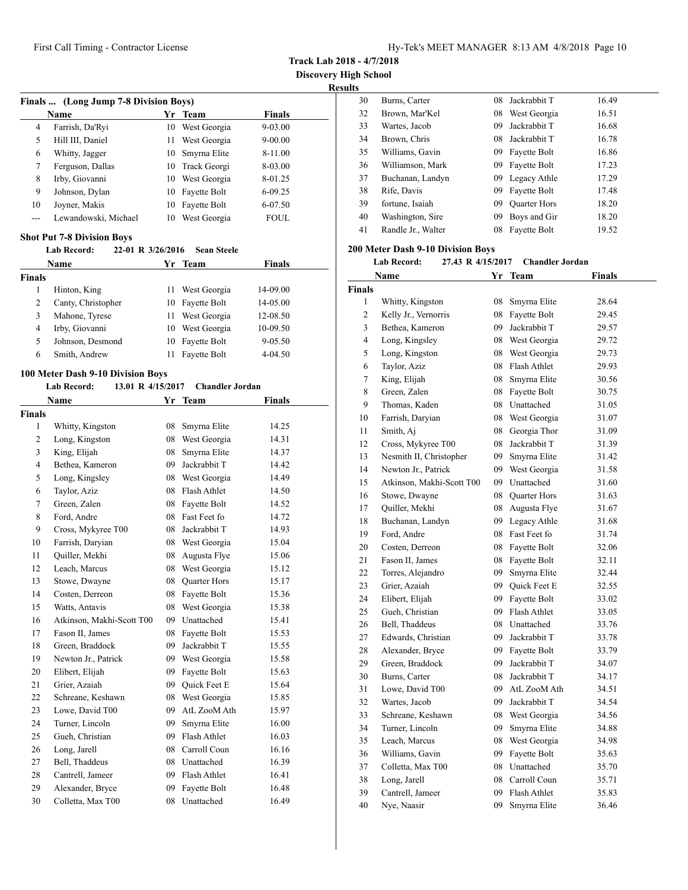**Track Lab 2018 - 4/7/2018**
**Discovery High School**
**Results**

### Finals ... (Long Jump 7-8 Division Boys)

| | Name | Yr | Team | Finals |
|---|---|---|---|---|
| 4 | Farrish, Da'Ryi | 10 | West Georgia | 9-03.00 |
| 5 | Hill III, Daniel | 11 | West Georgia | 9-00.00 |
| 6 | Whitty, Jagger | 10 | Smyrna Elite | 8-11.00 |
| 7 | Ferguson, Dallas | 10 | Track Georgi | 8-03.00 |
| 8 | Irby, Giovanni | 10 | West Georgia | 8-01.25 |
| 9 | Johnson, Dylan | 10 | Fayette Bolt | 6-09.25 |
| 10 | Joyner, Makis | 10 | Fayette Bolt | 6-07.50 |
| --- | Lewandowski, Michael | 10 | West Georgia | FOUL |

### Shot Put 7-8 Division Boys

**Lab Record:** 22-01 R 3/26/2016 **Sean Steele**

| | Name | Yr | Team | Finals |
|---|---|---|---|---|
| **Finals** | | | | |
| 1 | Hinton, King | 11 | West Georgia | 14-09.00 |
| 2 | Canty, Christopher | 10 | Fayette Bolt | 14-05.00 |
| 3 | Mahone, Tyrese | 11 | West Georgia | 12-08.50 |
| 4 | Irby, Giovanni | 10 | West Georgia | 10-09.50 |
| 5 | Johnson, Desmond | 10 | Fayette Bolt | 9-05.50 |
| 6 | Smith, Andrew | 11 | Fayette Bolt | 4-04.50 |

### 100 Meter Dash 9-10 Division Boys

**Lab Record:** 13.01 R 4/15/2017 **Chandler Jordan**

| | Name | Yr | Team | Finals |
|---|---|---|---|---|
| **Finals** | | | | |
| 1 | Whitty, Kingston | 08 | Smyrna Elite | 14.25 |
| 2 | Long, Kingston | 08 | West Georgia | 14.31 |
| 3 | King, Elijah | 08 | Smyrna Elite | 14.37 |
| 4 | Bethea, Kameron | 09 | Jackrabbit T | 14.42 |
| 5 | Long, Kingsley | 08 | West Georgia | 14.49 |
| 6 | Taylor, Aziz | 08 | Flash Athlet | 14.50 |
| 7 | Green, Zalen | 08 | Fayette Bolt | 14.52 |
| 8 | Ford, Andre | 08 | Fast Feet fo | 14.72 |
| 9 | Cross, Mykyree T00 | 08 | Jackrabbit T | 14.93 |
| 10 | Farrish, Daryian | 08 | West Georgia | 15.04 |
| 11 | Quiller, Mekhi | 08 | Augusta Flye | 15.06 |
| 12 | Leach, Marcus | 08 | West Georgia | 15.12 |
| 13 | Stowe, Dwayne | 08 | Quarter Hors | 15.17 |
| 14 | Costen, Derreon | 08 | Fayette Bolt | 15.36 |
| 15 | Watts, Antavis | 08 | West Georgia | 15.38 |
| 16 | Atkinson, Makhi-Scott T00 | 09 | Unattached | 15.41 |
| 17 | Fason II, James | 08 | Fayette Bolt | 15.53 |
| 18 | Green, Braddock | 09 | Jackrabbit T | 15.55 |
| 19 | Newton Jr., Patrick | 09 | West Georgia | 15.58 |
| 20 | Elibert, Elijah | 09 | Fayette Bolt | 15.63 |
| 21 | Grier, Azaiah | 09 | Quick Feet E | 15.64 |
| 22 | Schreane, Keshawn | 08 | West Georgia | 15.85 |
| 23 | Lowe, David T00 | 09 | AtL ZooM Ath | 15.97 |
| 24 | Turner, Lincoln | 09 | Smyrna Elite | 16.00 |
| 25 | Gueh, Christian | 09 | Flash Athlet | 16.03 |
| 26 | Long, Jarell | 08 | Carroll Coun | 16.16 |
| 27 | Bell, Thaddeus | 08 | Unattached | 16.39 |
| 28 | Cantrell, Jameer | 09 | Flash Athlet | 16.41 |
| 29 | Alexander, Bryce | 09 | Fayette Bolt | 16.48 |
| 30 | Colletta, Max T00 | 08 | Unattached | 16.49 |
| 30 | Burns, Carter | 08 | Jackrabbit T | 16.49 |
| 32 | Brown, Mar'Kel | 08 | West Georgia | 16.51 |
| 33 | Wartes, Jacob | 09 | Jackrabbit T | 16.68 |
| 34 | Brown, Chris | 08 | Jackrabbit T | 16.78 |
| 35 | Williams, Gavin | 09 | Fayette Bolt | 16.86 |
| 36 | Williamson, Mark | 09 | Fayette Bolt | 17.23 |
| 37 | Buchanan, Landyn | 09 | Legacy Athle | 17.29 |
| 38 | Rife, Davis | 09 | Fayette Bolt | 17.48 |
| 39 | fortune, Isaiah | 09 | Quarter Hors | 18.20 |
| 40 | Washington, Sire | 09 | Boys and Gir | 18.20 |
| 41 | Randle Jr., Walter | 08 | Fayette Bolt | 19.52 |

### 200 Meter Dash 9-10 Division Boys

**Lab Record:** 27.43 R 4/15/2017 **Chandler Jordan**

| | Name | Yr | Team | Finals |
|---|---|---|---|---|
| **Finals** | | | | |
| 1 | Whitty, Kingston | 08 | Smyrna Elite | 28.64 |
| 2 | Kelly Jr., Vernorris | 08 | Fayette Bolt | 29.45 |
| 3 | Bethea, Kameron | 09 | Jackrabbit T | 29.57 |
| 4 | Long, Kingsley | 08 | West Georgia | 29.72 |
| 5 | Long, Kingston | 08 | West Georgia | 29.73 |
| 6 | Taylor, Aziz | 08 | Flash Athlet | 29.93 |
| 7 | King, Elijah | 08 | Smyrna Elite | 30.56 |
| 8 | Green, Zalen | 08 | Fayette Bolt | 30.75 |
| 9 | Thomas, Kaden | 08 | Unattached | 31.05 |
| 10 | Farrish, Daryian | 08 | West Georgia | 31.07 |
| 11 | Smith, Aj | 08 | Georgia Thor | 31.09 |
| 12 | Cross, Mykyree T00 | 08 | Jackrabbit T | 31.39 |
| 13 | Nesmith II, Christopher | 09 | Smyrna Elite | 31.42 |
| 14 | Newton Jr., Patrick | 09 | West Georgia | 31.58 |
| 15 | Atkinson, Makhi-Scott T00 | 09 | Unattached | 31.60 |
| 16 | Stowe, Dwayne | 08 | Quarter Hors | 31.63 |
| 17 | Quiller, Mekhi | 08 | Augusta Flye | 31.67 |
| 18 | Buchanan, Landyn | 09 | Legacy Athle | 31.68 |
| 19 | Ford, Andre | 08 | Fast Feet fo | 31.74 |
| 20 | Costen, Derreon | 08 | Fayette Bolt | 32.06 |
| 21 | Fason II, James | 08 | Fayette Bolt | 32.11 |
| 22 | Torres, Alejandro | 09 | Smyrna Elite | 32.44 |
| 23 | Grier, Azaiah | 09 | Quick Feet E | 32.55 |
| 24 | Elibert, Elijah | 09 | Fayette Bolt | 33.02 |
| 25 | Gueh, Christian | 09 | Flash Athlet | 33.05 |
| 26 | Bell, Thaddeus | 08 | Unattached | 33.76 |
| 27 | Edwards, Christian | 09 | Jackrabbit T | 33.78 |
| 28 | Alexander, Bryce | 09 | Fayette Bolt | 33.79 |
| 29 | Green, Braddock | 09 | Jackrabbit T | 34.07 |
| 30 | Burns, Carter | 08 | Jackrabbit T | 34.17 |
| 31 | Lowe, David T00 | 09 | AtL ZooM Ath | 34.51 |
| 32 | Wartes, Jacob | 09 | Jackrabbit T | 34.54 |
| 33 | Schreane, Keshawn | 08 | West Georgia | 34.56 |
| 34 | Turner, Lincoln | 09 | Smyrna Elite | 34.88 |
| 35 | Leach, Marcus | 08 | West Georgia | 34.98 |
| 36 | Williams, Gavin | 09 | Fayette Bolt | 35.63 |
| 37 | Colletta, Max T00 | 08 | Unattached | 35.70 |
| 38 | Long, Jarell | 08 | Carroll Coun | 35.71 |
| 39 | Cantrell, Jameer | 09 | Flash Athlet | 35.83 |
| 40 | Nye, Naasir | 09 | Smyrna Elite | 36.46 |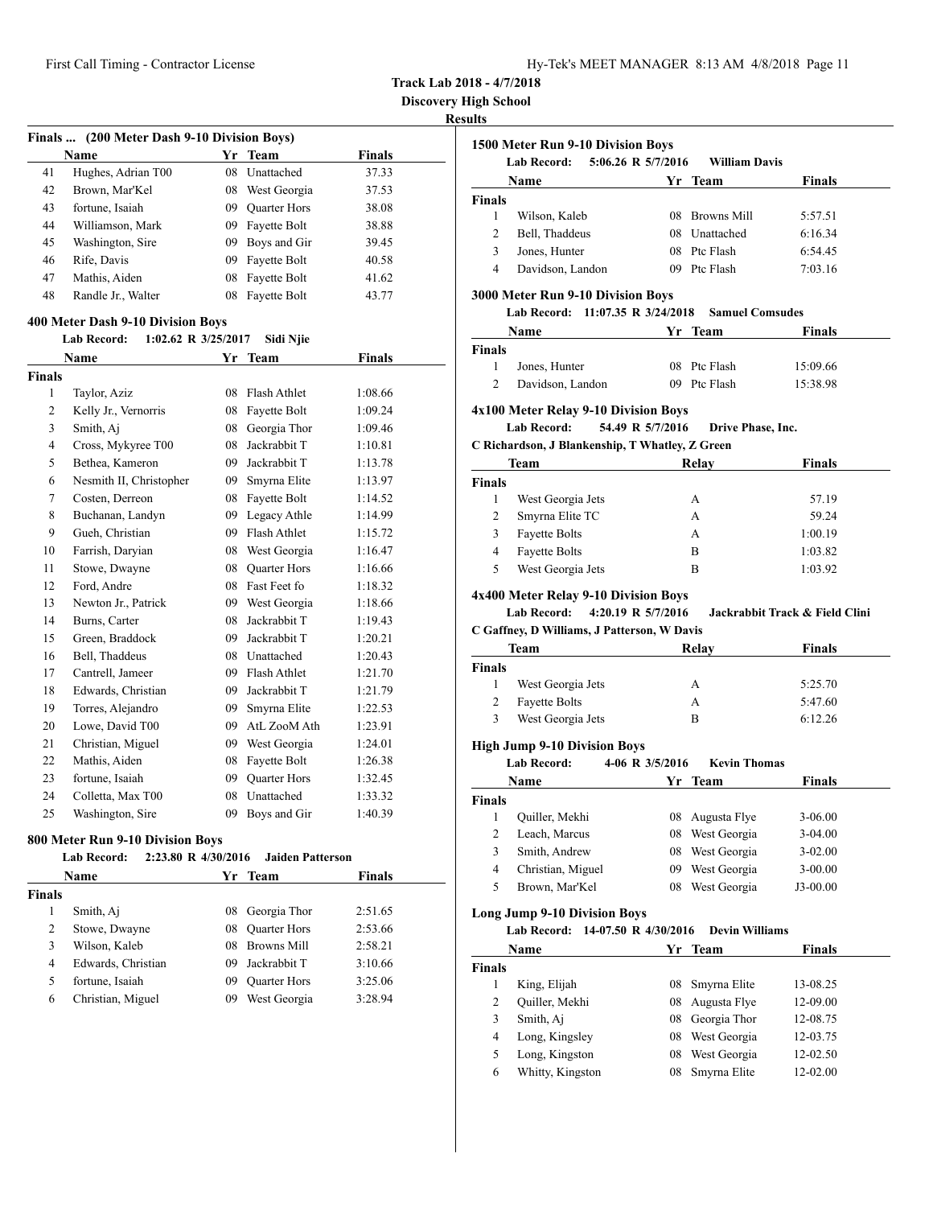**Track Lab 2018 - 4/7/2018**

**Discovery High School**

**Results**

### Finals ... (200 Meter Dash 9-10 Division Boys)

| | Name | Yr | Team | Finals |
|---|---|---|---|---|
| 41 | Hughes, Adrian T00 | 08 | Unattached | 37.33 |
| 42 | Brown, Mar'Kel | 08 | West Georgia | 37.53 |
| 43 | fortune, Isaiah | 09 | Quarter Hors | 38.08 |
| 44 | Williamson, Mark | 09 | Fayette Bolt | 38.88 |
| 45 | Washington, Sire | 09 | Boys and Gir | 39.45 |
| 46 | Rife, Davis | 09 | Fayette Bolt | 40.58 |
| 47 | Mathis, Aiden | 08 | Fayette Bolt | 41.62 |
| 48 | Randle Jr., Walter | 08 | Fayette Bolt | 43.77 |

### 400 Meter Dash 9-10 Division Boys

**Lab Record:** 1:02.62 R 3/25/2017 Sidi Njie

| | Name | Yr | Team | Finals |
|---|---|---|---|---|
| **Finals** | | | | |
| 1 | Taylor, Aziz | 08 | Flash Athlet | 1:08.66 |
| 2 | Kelly Jr., Vernorris | 08 | Fayette Bolt | 1:09.24 |
| 3 | Smith, Aj | 08 | Georgia Thor | 1:09.46 |
| 4 | Cross, Mykyree T00 | 08 | Jackrabbit T | 1:10.81 |
| 5 | Bethea, Kameron | 09 | Jackrabbit T | 1:13.78 |
| 6 | Nesmith II, Christopher | 09 | Smyrna Elite | 1:13.97 |
| 7 | Costen, Derreon | 08 | Fayette Bolt | 1:14.52 |
| 8 | Buchanan, Landyn | 09 | Legacy Athle | 1:14.99 |
| 9 | Gueh, Christian | 09 | Flash Athlet | 1:15.72 |
| 10 | Farrish, Daryian | 08 | West Georgia | 1:16.47 |
| 11 | Stowe, Dwayne | 08 | Quarter Hors | 1:16.66 |
| 12 | Ford, Andre | 08 | Fast Feet fo | 1:18.32 |
| 13 | Newton Jr., Patrick | 09 | West Georgia | 1:18.66 |
| 14 | Burns, Carter | 08 | Jackrabbit T | 1:19.43 |
| 15 | Green, Braddock | 09 | Jackrabbit T | 1:20.21 |
| 16 | Bell, Thaddeus | 08 | Unattached | 1:20.43 |
| 17 | Cantrell, Jameer | 09 | Flash Athlet | 1:21.70 |
| 18 | Edwards, Christian | 09 | Jackrabbit T | 1:21.79 |
| 19 | Torres, Alejandro | 09 | Smyrna Elite | 1:22.53 |
| 20 | Lowe, David T00 | 09 | AtL ZooM Ath | 1:23.91 |
| 21 | Christian, Miguel | 09 | West Georgia | 1:24.01 |
| 22 | Mathis, Aiden | 08 | Fayette Bolt | 1:26.38 |
| 23 | fortune, Isaiah | 09 | Quarter Hors | 1:32.45 |
| 24 | Colletta, Max T00 | 08 | Unattached | 1:33.32 |
| 25 | Washington, Sire | 09 | Boys and Gir | 1:40.39 |

### 800 Meter Run 9-10 Division Boys

**Lab Record:** 2:23.80 R 4/30/2016 Jaiden Patterson

| | Name | Yr | Team | Finals |
|---|---|---|---|---|
| **Finals** | | | | |
| 1 | Smith, Aj | 08 | Georgia Thor | 2:51.65 |
| 2 | Stowe, Dwayne | 08 | Quarter Hors | 2:53.66 |
| 3 | Wilson, Kaleb | 08 | Browns Mill | 2:58.21 |
| 4 | Edwards, Christian | 09 | Jackrabbit T | 3:10.66 |
| 5 | fortune, Isaiah | 09 | Quarter Hors | 3:25.06 |
| 6 | Christian, Miguel | 09 | West Georgia | 3:28.94 |

### 1500 Meter Run 9-10 Division Boys

**Lab Record:** 5:06.26 R 5/7/2016 William Davis

| | Name | Yr | Team | Finals |
|---|---|---|---|---|
| **Finals** | | | | |
| 1 | Wilson, Kaleb | 08 | Browns Mill | 5:57.51 |
| 2 | Bell, Thaddeus | 08 | Unattached | 6:16.34 |
| 3 | Jones, Hunter | 08 | Ptc Flash | 6:54.45 |
| 4 | Davidson, Landon | 09 | Ptc Flash | 7:03.16 |

### 3000 Meter Run 9-10 Division Boys

**Lab Record:** 11:07.35 R 3/24/2018 Samuel Comsudes

| | Name | Yr | Team | Finals |
|---|---|---|---|---|
| **Finals** | | | | |
| 1 | Jones, Hunter | 08 | Ptc Flash | 15:09.66 |
| 2 | Davidson, Landon | 09 | Ptc Flash | 15:38.98 |

### 4x100 Meter Relay 9-10 Division Boys

**Lab Record:** 54.49 R 5/7/2016 Drive Phase, Inc.

**C Richardson, J Blankenship, T Whatley, Z Green**

| | Team | Relay | Finals |
|---|---|---|---|
| **Finals** | | | |
| 1 | West Georgia Jets | A | 57.19 |
| 2 | Smyrna Elite TC | A | 59.24 |
| 3 | Fayette Bolts | A | 1:00.19 |
| 4 | Fayette Bolts | B | 1:03.82 |
| 5 | West Georgia Jets | B | 1:03.92 |

### 4x400 Meter Relay 9-10 Division Boys

**Lab Record:** 4:20.19 R 5/7/2016 Jackrabbit Track & Field Clini

**C Gaffney, D Williams, J Patterson, W Davis**

| | Team | Relay | Finals |
|---|---|---|---|
| **Finals** | | | |
| 1 | West Georgia Jets | A | 5:25.70 |
| 2 | Fayette Bolts | A | 5:47.60 |
| 3 | West Georgia Jets | B | 6:12.26 |

### High Jump 9-10 Division Boys

**Lab Record:** 4-06 R 3/5/2016 Kevin Thomas

| | Name | Yr | Team | Finals |
|---|---|---|---|---|
| **Finals** | | | | |
| 1 | Quiller, Mekhi | 08 | Augusta Flye | 3-06.00 |
| 2 | Leach, Marcus | 08 | West Georgia | 3-04.00 |
| 3 | Smith, Andrew | 08 | West Georgia | 3-02.00 |
| 4 | Christian, Miguel | 09 | West Georgia | 3-00.00 |
| 5 | Brown, Mar'Kel | 08 | West Georgia | J3-00.00 |

### Long Jump 9-10 Division Boys

**Lab Record:** 14-07.50 R 4/30/2016 Devin Williams

| | Name | Yr | Team | Finals |
|---|---|---|---|---|
| **Finals** | | | | |
| 1 | King, Elijah | 08 | Smyrna Elite | 13-08.25 |
| 2 | Quiller, Mekhi | 08 | Augusta Flye | 12-09.00 |
| 3 | Smith, Aj | 08 | Georgia Thor | 12-08.75 |
| 4 | Long, Kingsley | 08 | West Georgia | 12-03.75 |
| 5 | Long, Kingston | 08 | West Georgia | 12-02.50 |
| 6 | Whitty, Kingston | 08 | Smyrna Elite | 12-02.00 |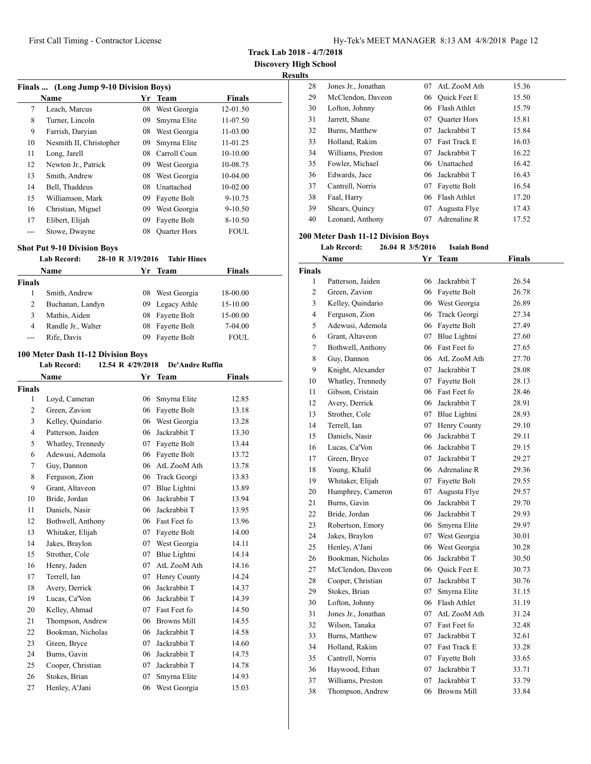**Track Lab 2018 - 4/7/2018**
**Discovery High School**
**Results**

### Finals ... (Long Jump 9-10 Division Boys)

| | Name | Yr | Team | Finals |
|---|---|---|---|---|
| 7 | Leach, Marcus | 08 | West Georgia | 12-01.50 |
| 8 | Turner, Lincoln | 09 | Smyrna Elite | 11-07.50 |
| 9 | Farrish, Daryian | 08 | West Georgia | 11-03.00 |
| 10 | Nesmith II, Christopher | 09 | Smyrna Elite | 11-01.25 |
| 11 | Long, Jarell | 08 | Carroll Coun | 10-10.00 |
| 12 | Newton Jr., Patrick | 09 | West Georgia | 10-08.75 |
| 13 | Smith, Andrew | 08 | West Georgia | 10-04.00 |
| 14 | Bell, Thaddeus | 08 | Unattached | 10-02.00 |
| 15 | Williamson, Mark | 09 | Fayette Bolt | 9-10.75 |
| 16 | Christian, Miguel | 09 | West Georgia | 9-10.50 |
| 17 | Elibert, Elijah | 09 | Fayette Bolt | 8-10.50 |
| --- | Stowe, Dwayne | 08 | Quarter Hors | FOUL |

### Shot Put 9-10 Division Boys

**Lab Record: 28-10 R 3/19/2016 Tahir Hines**

| | Name | Yr | Team | Finals |
|---|---|---|---|---|
| **Finals** | | | | |
| 1 | Smith, Andrew | 08 | West Georgia | 18-00.00 |
| 2 | Buchanan, Landyn | 09 | Legacy Athle | 15-10.00 |
| 3 | Mathis, Aiden | 08 | Fayette Bolt | 15-00.00 |
| 4 | Randle Jr., Walter | 08 | Fayette Bolt | 7-04.00 |
| --- | Rife, Davis | 09 | Fayette Bolt | FOUL |

### 100 Meter Dash 11-12 Division Boys

**Lab Record: 12.54 R 4/29/2018 De'Andre Ruffin**

| | Name | Yr | Team | Finals |
|---|---|---|---|---|
| **Finals** | | | | |
| 1 | Loyd, Cameran | 06 | Smyrna Elite | 12.85 |
| 2 | Green, Zavion | 06 | Fayette Bolt | 13.18 |
| 3 | Kelley, Quindario | 06 | West Georgia | 13.28 |
| 4 | Patterson, Jaiden | 06 | Jackrabbit T | 13.30 |
| 5 | Whatley, Trennedy | 07 | Fayette Bolt | 13.44 |
| 6 | Adewusi, Ademola | 06 | Fayette Bolt | 13.72 |
| 7 | Guy, Dannon | 06 | AtL ZooM Ath | 13.78 |
| 8 | Ferguson, Zion | 06 | Track Georgi | 13.83 |
| 9 | Grant, Altaveon | 07 | Blue Lightni | 13.89 |
| 10 | Bride, Jordan | 06 | Jackrabbit T | 13.94 |
| 11 | Daniels, Nasir | 06 | Jackrabbit T | 13.95 |
| 12 | Bothwell, Anthony | 06 | Fast Feet fo | 13.96 |
| 13 | Whitaker, Elijah | 07 | Fayette Bolt | 14.00 |
| 14 | Jakes, Braylon | 07 | West Georgia | 14.11 |
| 15 | Strother, Cole | 07 | Blue Lightni | 14.14 |
| 16 | Henry, Jaden | 07 | AtL ZooM Ath | 14.16 |
| 17 | Terrell, Ian | 07 | Henry County | 14.24 |
| 18 | Avery, Derrick | 06 | Jackrabbit T | 14.37 |
| 19 | Lucas, Ca'Von | 06 | Jackrabbit T | 14.39 |
| 20 | Kelley, Ahmad | 07 | Fast Feet fo | 14.50 |
| 21 | Thompson, Andrew | 06 | Browns Mill | 14.55 |
| 22 | Bookman, Nicholas | 06 | Jackrabbit T | 14.58 |
| 23 | Green, Bryce | 07 | Jackrabbit T | 14.60 |
| 24 | Burns, Gavin | 06 | Jackrabbit T | 14.75 |
| 25 | Cooper, Christian | 07 | Jackrabbit T | 14.78 |
| 26 | Stokes, Brian | 07 | Smyrna Elite | 14.93 |
| 27 | Henley, A'Jani | 06 | West Georgia | 15.03 |
| 28 | Jones Jr., Jonathan | 07 | AtL ZooM Ath | 15.36 |
| 29 | McClendon, Daveon | 06 | Quick Feet E | 15.50 |
| 30 | Lofton, Johnny | 06 | Flash Athlet | 15.79 |
| 31 | Jarrett, Shane | 07 | Quarter Hors | 15.81 |
| 32 | Burns, Matthew | 07 | Jackrabbit T | 15.84 |
| 33 | Holland, Rakim | 07 | Fast Track E | 16.03 |
| 34 | Williams, Preston | 07 | Jackrabbit T | 16.22 |
| 35 | Fowler, Michael | 06 | Unattached | 16.42 |
| 36 | Edwards, Jace | 06 | Jackrabbit T | 16.43 |
| 37 | Cantrell, Norris | 07 | Fayette Bolt | 16.54 |
| 38 | Faal, Harry | 06 | Flash Athlet | 17.20 |
| 39 | Shears, Quincy | 07 | Augusta Flye | 17.43 |
| 40 | Leonard, Anthony | 07 | Adrenaline R | 17.52 |

### 200 Meter Dash 11-12 Division Boys

**Lab Record: 26.04 R 3/5/2016 Isaiah Bond**

| | Name | Yr | Team | Finals |
|---|---|---|---|---|
| **Finals** | | | | |
| 1 | Patterson, Jaiden | 06 | Jackrabbit T | 26.54 |
| 2 | Green, Zavion | 06 | Fayette Bolt | 26.78 |
| 3 | Kelley, Quindario | 06 | West Georgia | 26.89 |
| 4 | Ferguson, Zion | 06 | Track Georgi | 27.34 |
| 5 | Adewusi, Ademola | 06 | Fayette Bolt | 27.49 |
| 6 | Grant, Altaveon | 07 | Blue Lightni | 27.60 |
| 7 | Bothwell, Anthony | 06 | Fast Feet fo | 27.65 |
| 8 | Guy, Dannon | 06 | AtL ZooM Ath | 27.70 |
| 9 | Knight, Alexander | 07 | Jackrabbit T | 28.08 |
| 10 | Whatley, Trennedy | 07 | Fayette Bolt | 28.13 |
| 11 | Gibson, Cristain | 06 | Fast Feet fo | 28.46 |
| 12 | Avery, Derrick | 06 | Jackrabbit T | 28.91 |
| 13 | Strother, Cole | 07 | Blue Lightni | 28.93 |
| 14 | Terrell, Ian | 07 | Henry County | 29.10 |
| 15 | Daniels, Nasir | 06 | Jackrabbit T | 29.11 |
| 16 | Lucas, Ca'Von | 06 | Jackrabbit T | 29.15 |
| 17 | Green, Bryce | 07 | Jackrabbit T | 29.27 |
| 18 | Young, Khalil | 06 | Adrenaline R | 29.36 |
| 19 | Whitaker, Elijah | 07 | Fayette Bolt | 29.55 |
| 20 | Humphrey, Cameron | 07 | Augusta Flye | 29.57 |
| 21 | Burns, Gavin | 06 | Jackrabbit T | 29.70 |
| 22 | Bride, Jordan | 06 | Jackrabbit T | 29.93 |
| 23 | Robertson, Emory | 06 | Smyrna Elite | 29.97 |
| 24 | Jakes, Braylon | 07 | West Georgia | 30.01 |
| 25 | Henley, A'Jani | 06 | West Georgia | 30.28 |
| 26 | Bookman, Nicholas | 06 | Jackrabbit T | 30.50 |
| 27 | McClendon, Daveon | 06 | Quick Feet E | 30.73 |
| 28 | Cooper, Christian | 07 | Jackrabbit T | 30.76 |
| 29 | Stokes, Brian | 07 | Smyrna Elite | 31.15 |
| 30 | Lofton, Johnny | 06 | Flash Athlet | 31.19 |
| 31 | Jones Jr., Jonathan | 07 | AtL ZooM Ath | 31.24 |
| 32 | Wilson, Tanaka | 07 | Fast Feet fo | 32.48 |
| 33 | Burns, Matthew | 07 | Jackrabbit T | 32.61 |
| 34 | Holland, Rakim | 07 | Fast Track E | 33.28 |
| 35 | Cantrell, Norris | 07 | Fayette Bolt | 33.65 |
| 36 | Haywood, Ethan | 07 | Jackrabbit T | 33.71 |
| 37 | Williams, Preston | 07 | Jackrabbit T | 33.79 |
| 38 | Thompson, Andrew | 06 | Browns Mill | 33.84 |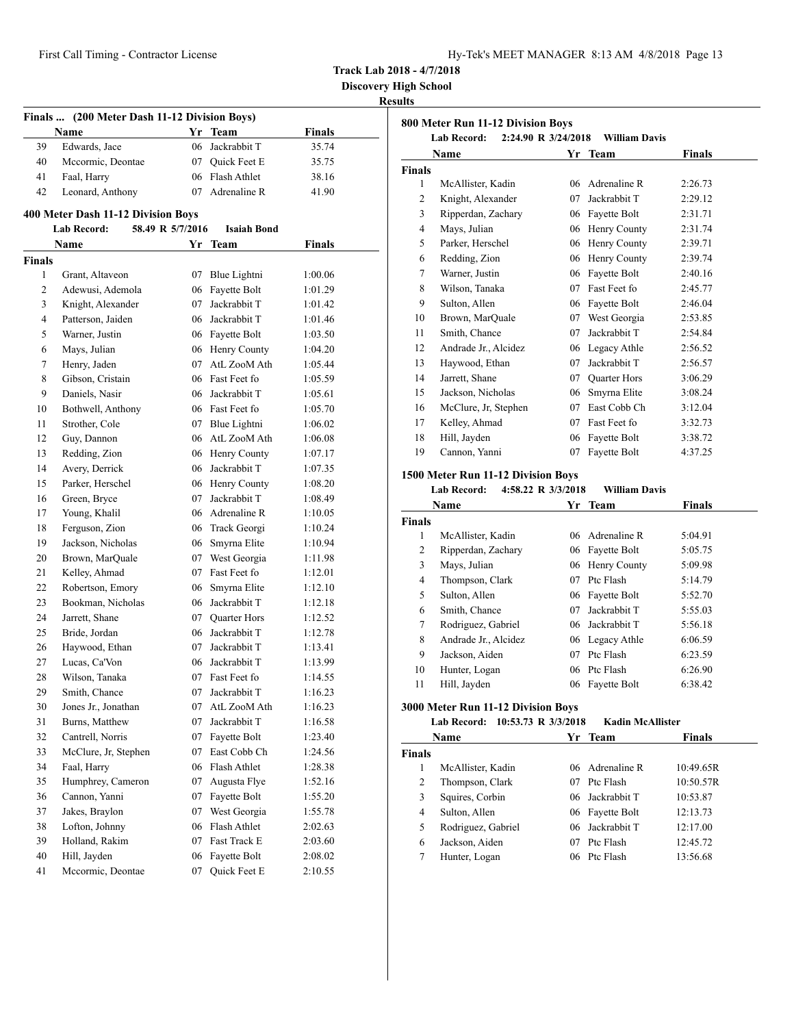**Track Lab 2018 - 4/7/2018**

**Discovery High School**

**Results**

## Finals ... (200 Meter Dash 11-12 Division Boys)

| | Name | Yr | Team | Finals |
|---|---|---|---|---|
| 39 | Edwards, Jace | 06 | Jackrabbit T | 35.74 |
| 40 | Mccormic, Deontae | 07 | Quick Feet E | 35.75 |
| 41 | Faal, Harry | 06 | Flash Athlet | 38.16 |
| 42 | Leonard, Anthony | 07 | Adrenaline R | 41.90 |

## 400 Meter Dash 11-12 Division Boys

**Lab Record: 58.49 R 5/7/2016 Isaiah Bond**

| | Name | Yr | Team | Finals |
|---|---|---|---|---|
| **Finals** | | | | |
| 1 | Grant, Altaveon | 07 | Blue Lightni | 1:00.06 |
| 2 | Adewusi, Ademola | 06 | Fayette Bolt | 1:01.29 |
| 3 | Knight, Alexander | 07 | Jackrabbit T | 1:01.42 |
| 4 | Patterson, Jaiden | 06 | Jackrabbit T | 1:01.46 |
| 5 | Warner, Justin | 06 | Fayette Bolt | 1:03.50 |
| 6 | Mays, Julian | 06 | Henry County | 1:04.20 |
| 7 | Henry, Jaden | 07 | AtL ZooM Ath | 1:05.44 |
| 8 | Gibson, Cristain | 06 | Fast Feet fo | 1:05.59 |
| 9 | Daniels, Nasir | 06 | Jackrabbit T | 1:05.61 |
| 10 | Bothwell, Anthony | 06 | Fast Feet fo | 1:05.70 |
| 11 | Strother, Cole | 07 | Blue Lightni | 1:06.02 |
| 12 | Guy, Dannon | 06 | AtL ZooM Ath | 1:06.08 |
| 13 | Redding, Zion | 06 | Henry County | 1:07.17 |
| 14 | Avery, Derrick | 06 | Jackrabbit T | 1:07.35 |
| 15 | Parker, Herschel | 06 | Henry County | 1:08.20 |
| 16 | Green, Bryce | 07 | Jackrabbit T | 1:08.49 |
| 17 | Young, Khalil | 06 | Adrenaline R | 1:10.05 |
| 18 | Ferguson, Zion | 06 | Track Georgi | 1:10.24 |
| 19 | Jackson, Nicholas | 06 | Smyrna Elite | 1:10.94 |
| 20 | Brown, MarQuale | 07 | West Georgia | 1:11.98 |
| 21 | Kelley, Ahmad | 07 | Fast Feet fo | 1:12.01 |
| 22 | Robertson, Emory | 06 | Smyrna Elite | 1:12.10 |
| 23 | Bookman, Nicholas | 06 | Jackrabbit T | 1:12.18 |
| 24 | Jarrett, Shane | 07 | Quarter Hors | 1:12.52 |
| 25 | Bride, Jordan | 06 | Jackrabbit T | 1:12.78 |
| 26 | Haywood, Ethan | 07 | Jackrabbit T | 1:13.41 |
| 27 | Lucas, Ca'Von | 06 | Jackrabbit T | 1:13.99 |
| 28 | Wilson, Tanaka | 07 | Fast Feet fo | 1:14.55 |
| 29 | Smith, Chance | 07 | Jackrabbit T | 1:16.23 |
| 30 | Jones Jr., Jonathan | 07 | AtL ZooM Ath | 1:16.23 |
| 31 | Burns, Matthew | 07 | Jackrabbit T | 1:16.58 |
| 32 | Cantrell, Norris | 07 | Fayette Bolt | 1:23.40 |
| 33 | McClure, Jr, Stephen | 07 | East Cobb Ch | 1:24.56 |
| 34 | Faal, Harry | 06 | Flash Athlet | 1:28.38 |
| 35 | Humphrey, Cameron | 07 | Augusta Flye | 1:52.16 |
| 36 | Cannon, Yanni | 07 | Fayette Bolt | 1:55.20 |
| 37 | Jakes, Braylon | 07 | West Georgia | 1:55.78 |
| 38 | Lofton, Johnny | 06 | Flash Athlet | 2:02.63 |
| 39 | Holland, Rakim | 07 | Fast Track E | 2:03.60 |
| 40 | Hill, Jayden | 06 | Fayette Bolt | 2:08.02 |
| 41 | Mccormic, Deontae | 07 | Quick Feet E | 2:10.55 |

## 800 Meter Run 11-12 Division Boys

**Lab Record: 2:24.90 R 3/24/2018 William Davis**

| | Name | Yr | Team | Finals |
|---|---|---|---|---|
| **Finals** | | | | |
| 1 | McAllister, Kadin | 06 | Adrenaline R | 2:26.73 |
| 2 | Knight, Alexander | 07 | Jackrabbit T | 2:29.12 |
| 3 | Ripperdan, Zachary | 06 | Fayette Bolt | 2:31.71 |
| 4 | Mays, Julian | 06 | Henry County | 2:31.74 |
| 5 | Parker, Herschel | 06 | Henry County | 2:39.71 |
| 6 | Redding, Zion | 06 | Henry County | 2:39.74 |
| 7 | Warner, Justin | 06 | Fayette Bolt | 2:40.16 |
| 8 | Wilson, Tanaka | 07 | Fast Feet fo | 2:45.77 |
| 9 | Sulton, Allen | 06 | Fayette Bolt | 2:46.04 |
| 10 | Brown, MarQuale | 07 | West Georgia | 2:53.85 |
| 11 | Smith, Chance | 07 | Jackrabbit T | 2:54.84 |
| 12 | Andrade Jr., Alcidez | 06 | Legacy Athle | 2:56.52 |
| 13 | Haywood, Ethan | 07 | Jackrabbit T | 2:56.57 |
| 14 | Jarrett, Shane | 07 | Quarter Hors | 3:06.29 |
| 15 | Jackson, Nicholas | 06 | Smyrna Elite | 3:08.24 |
| 16 | McClure, Jr, Stephen | 07 | East Cobb Ch | 3:12.04 |
| 17 | Kelley, Ahmad | 07 | Fast Feet fo | 3:32.73 |
| 18 | Hill, Jayden | 06 | Fayette Bolt | 3:38.72 |
| 19 | Cannon, Yanni | 07 | Fayette Bolt | 4:37.25 |

## 1500 Meter Run 11-12 Division Boys

**Lab Record: 4:58.22 R 3/3/2018 William Davis**

| | Name | Yr | Team | Finals |
|---|---|---|---|---|
| **Finals** | | | | |
| 1 | McAllister, Kadin | 06 | Adrenaline R | 5:04.91 |
| 2 | Ripperdan, Zachary | 06 | Fayette Bolt | 5:05.75 |
| 3 | Mays, Julian | 06 | Henry County | 5:09.98 |
| 4 | Thompson, Clark | 07 | Ptc Flash | 5:14.79 |
| 5 | Sulton, Allen | 06 | Fayette Bolt | 5:52.70 |
| 6 | Smith, Chance | 07 | Jackrabbit T | 5:55.03 |
| 7 | Rodriguez, Gabriel | 06 | Jackrabbit T | 5:56.18 |
| 8 | Andrade Jr., Alcidez | 06 | Legacy Athle | 6:06.59 |
| 9 | Jackson, Aiden | 07 | Ptc Flash | 6:23.59 |
| 10 | Hunter, Logan | 06 | Ptc Flash | 6:26.90 |
| 11 | Hill, Jayden | 06 | Fayette Bolt | 6:38.42 |

## 3000 Meter Run 11-12 Division Boys

**Lab Record: 10:53.73 R 3/3/2018 Kadin McAllister**

| | Name | Yr | Team | Finals |
|---|---|---|---|---|
| **Finals** | | | | |
| 1 | McAllister, Kadin | 06 | Adrenaline R | 10:49.65R |
| 2 | Thompson, Clark | 07 | Ptc Flash | 10:50.57R |
| 3 | Squires, Corbin | 06 | Jackrabbit T | 10:53.87 |
| 4 | Sulton, Allen | 06 | Fayette Bolt | 12:13.73 |
| 5 | Rodriguez, Gabriel | 06 | Jackrabbit T | 12:17.00 |
| 6 | Jackson, Aiden | 07 | Ptc Flash | 12:45.72 |
| 7 | Hunter, Logan | 06 | Ptc Flash | 13:56.68 |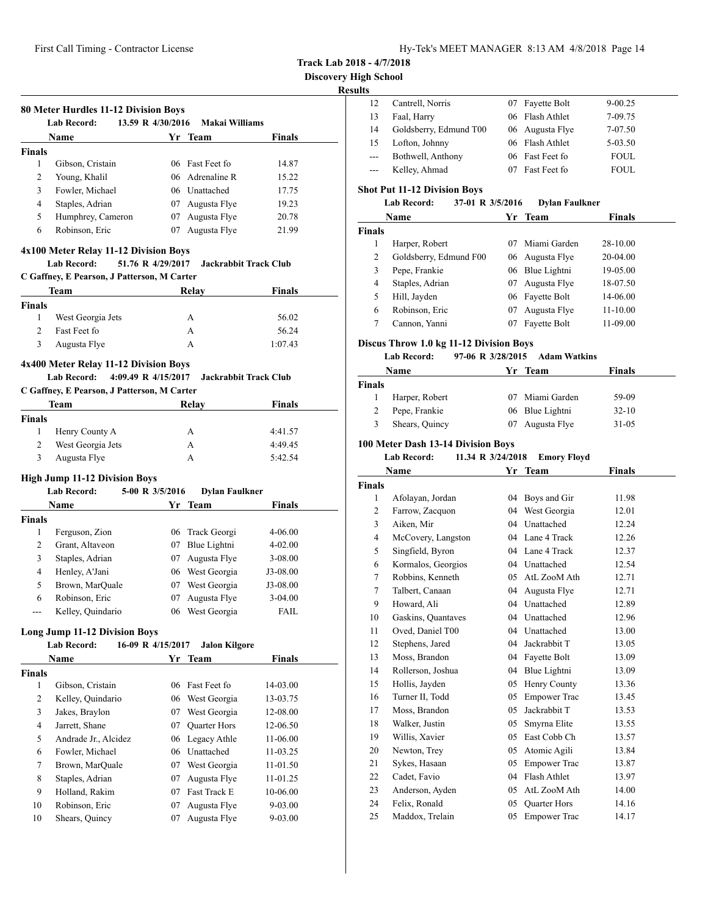**Track Lab 2018 - 4/7/2018**

**Discovery High School**

**Results**

### 80 Meter Hurdles 11-12 Division Boys

Lab Record: 13.59 R 4/30/2016 Makai Williams

| | Name | Yr | Team | Finals |
|---|---|---|---|---|
| **Finals** | | | | |
| 1 | Gibson, Cristain | 06 | Fast Feet fo | 14.87 |
| 2 | Young, Khalil | 06 | Adrenaline R | 15.22 |
| 3 | Fowler, Michael | 06 | Unattached | 17.75 |
| 4 | Staples, Adrian | 07 | Augusta Flye | 19.23 |
| 5 | Humphrey, Cameron | 07 | Augusta Flye | 20.78 |
| 6 | Robinson, Eric | 07 | Augusta Flye | 21.99 |

### 4x100 Meter Relay 11-12 Division Boys

Lab Record: 51.76 R 4/29/2017 Jackrabbit Track Club

C Gaffney, E Pearson, J Patterson, M Carter

| | Team | Relay | Finals |
|---|---|---|---|
| **Finals** | | | |
| 1 | West Georgia Jets | A | 56.02 |
| 2 | Fast Feet fo | A | 56.24 |
| 3 | Augusta Flye | A | 1:07.43 |

### 4x400 Meter Relay 11-12 Division Boys

Lab Record: 4:09.49 R 4/15/2017 Jackrabbit Track Club

C Gaffney, E Pearson, J Patterson, M Carter

| | Team | Relay | Finals |
|---|---|---|---|
| **Finals** | | | |
| 1 | Henry County A | A | 4:41.57 |
| 2 | West Georgia Jets | A | 4:49.45 |
| 3 | Augusta Flye | A | 5:42.54 |

### High Jump 11-12 Division Boys

Lab Record: 5-00 R 3/5/2016 Dylan Faulkner

| | Name | Yr | Team | Finals |
|---|---|---|---|---|
| **Finals** | | | | |
| 1 | Ferguson, Zion | 06 | Track Georgi | 4-06.00 |
| 2 | Grant, Altaveon | 07 | Blue Lightni | 4-02.00 |
| 3 | Staples, Adrian | 07 | Augusta Flye | 3-08.00 |
| 4 | Henley, A'Jani | 06 | West Georgia | J3-08.00 |
| 5 | Brown, MarQuale | 07 | West Georgia | J3-08.00 |
| 6 | Robinson, Eric | 07 | Augusta Flye | 3-04.00 |
| --- | Kelley, Quindario | 06 | West Georgia | FAIL |

### Long Jump 11-12 Division Boys

Lab Record: 16-09 R 4/15/2017 Jalon Kilgore

| | Name | Yr | Team | Finals |
|---|---|---|---|---|
| **Finals** | | | | |
| 1 | Gibson, Cristain | 06 | Fast Feet fo | 14-03.00 |
| 2 | Kelley, Quindario | 06 | West Georgia | 13-03.75 |
| 3 | Jakes, Braylon | 07 | West Georgia | 12-08.00 |
| 4 | Jarrett, Shane | 07 | Quarter Hors | 12-06.50 |
| 5 | Andrade Jr., Alcidez | 06 | Legacy Athle | 11-06.00 |
| 6 | Fowler, Michael | 06 | Unattached | 11-03.25 |
| 7 | Brown, MarQuale | 07 | West Georgia | 11-01.50 |
| 8 | Staples, Adrian | 07 | Augusta Flye | 11-01.25 |
| 9 | Holland, Rakim | 07 | Fast Track E | 10-06.00 |
| 10 | Robinson, Eric | 07 | Augusta Flye | 9-03.00 |
| 10 | Shears, Quincy | 07 | Augusta Flye | 9-03.00 |
| 12 | Cantrell, Norris | 07 | Fayette Bolt | 9-00.25 |
| 13 | Faal, Harry | 06 | Flash Athlet | 7-09.75 |
| 14 | Goldsberry, Edmund T00 | 06 | Augusta Flye | 7-07.50 |
| 15 | Lofton, Johnny | 06 | Flash Athlet | 5-03.50 |
| --- | Bothwell, Anthony | 06 | Fast Feet fo | FOUL |
| --- | Kelley, Ahmad | 07 | Fast Feet fo | FOUL |

### Shot Put 11-12 Division Boys

Lab Record: 37-01 R 3/5/2016 Dylan Faulkner

| | Name | Yr | Team | Finals |
|---|---|---|---|---|
| **Finals** | | | | |
| 1 | Harper, Robert | 07 | Miami Garden | 28-10.00 |
| 2 | Goldsberry, Edmund F00 | 06 | Augusta Flye | 20-04.00 |
| 3 | Pepe, Frankie | 06 | Blue Lightni | 19-05.00 |
| 4 | Staples, Adrian | 07 | Augusta Flye | 18-07.50 |
| 5 | Hill, Jayden | 06 | Fayette Bolt | 14-06.00 |
| 6 | Robinson, Eric | 07 | Augusta Flye | 11-10.00 |
| 7 | Cannon, Yanni | 07 | Fayette Bolt | 11-09.00 |

### Discus Throw 1.0 kg 11-12 Division Boys

Lab Record: 97-06 R 3/28/2015 Adam Watkins

| | Name | Yr | Team | Finals |
|---|---|---|---|---|
| **Finals** | | | | |
| 1 | Harper, Robert | 07 | Miami Garden | 59-09 |
| 2 | Pepe, Frankie | 06 | Blue Lightni | 32-10 |
| 3 | Shears, Quincy | 07 | Augusta Flye | 31-05 |

### 100 Meter Dash 13-14 Division Boys

Lab Record: 11.34 R 3/24/2018 Emory Floyd

| | Name | Yr | Team | Finals |
|---|---|---|---|---|
| **Finals** | | | | |
| 1 | Afolayan, Jordan | 04 | Boys and Gir | 11.98 |
| 2 | Farrow, Zacquon | 04 | West Georgia | 12.01 |
| 3 | Aiken, Mir | 04 | Unattached | 12.24 |
| 4 | McCovery, Langston | 04 | Lane 4 Track | 12.26 |
| 5 | Singfield, Byron | 04 | Lane 4 Track | 12.37 |
| 6 | Kormalos, Georgios | 04 | Unattached | 12.54 |
| 7 | Robbins, Kenneth | 05 | AtL ZooM Ath | 12.71 |
| 7 | Talbert, Canaan | 04 | Augusta Flye | 12.71 |
| 9 | Howard, Ali | 04 | Unattached | 12.89 |
| 10 | Gaskins, Quantaves | 04 | Unattached | 12.96 |
| 11 | Oved, Daniel T00 | 04 | Unattached | 13.00 |
| 12 | Stephens, Jared | 04 | Jackrabbit T | 13.05 |
| 13 | Moss, Brandon | 04 | Fayette Bolt | 13.09 |
| 14 | Rollerson, Joshua | 04 | Blue Lightni | 13.09 |
| 15 | Hollis, Jayden | 05 | Henry County | 13.36 |
| 16 | Turner II, Todd | 05 | Empower Trac | 13.45 |
| 17 | Moss, Brandon | 05 | Jackrabbit T | 13.53 |
| 18 | Walker, Justin | 05 | Smyrna Elite | 13.55 |
| 19 | Willis, Xavier | 05 | East Cobb Ch | 13.57 |
| 20 | Newton, Trey | 05 | Atomic Agili | 13.84 |
| 21 | Sykes, Hasaan | 05 | Empower Trac | 13.87 |
| 22 | Cadet, Favio | 04 | Flash Athlet | 13.97 |
| 23 | Anderson, Ayden | 05 | AtL ZooM Ath | 14.00 |
| 24 | Felix, Ronald | 05 | Quarter Hors | 14.16 |
| 25 | Maddox, Trelain | 05 | Empower Trac | 14.17 |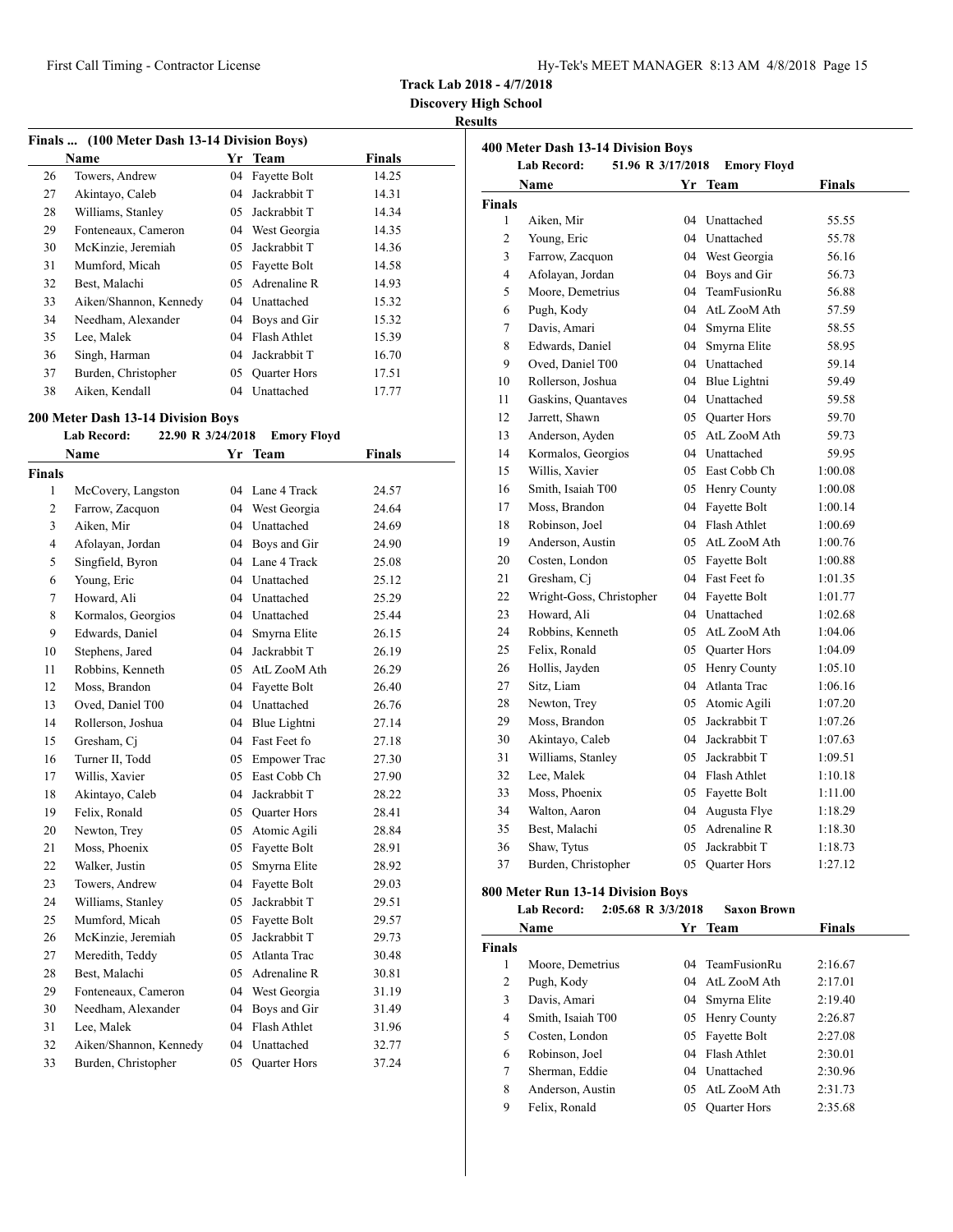## Track Lab 2018 - 4/7/2018

### Discovery High School

### Results

#### Finals ... (100 Meter Dash 13-14 Division Boys)

| | Name | Yr | Team | Finals |
|---|---|---|---|---|
| 26 | Towers, Andrew | 04 | Fayette Bolt | 14.25 |
| 27 | Akintayo, Caleb | 04 | Jackrabbit T | 14.31 |
| 28 | Williams, Stanley | 05 | Jackrabbit T | 14.34 |
| 29 | Fonteneaux, Cameron | 04 | West Georgia | 14.35 |
| 30 | McKinzie, Jeremiah | 05 | Jackrabbit T | 14.36 |
| 31 | Mumford, Micah | 05 | Fayette Bolt | 14.58 |
| 32 | Best, Malachi | 05 | Adrenaline R | 14.93 |
| 33 | Aiken/Shannon, Kennedy | 04 | Unattached | 15.32 |
| 34 | Needham, Alexander | 04 | Boys and Gir | 15.32 |
| 35 | Lee, Malek | 04 | Flash Athlet | 15.39 |
| 36 | Singh, Harman | 04 | Jackrabbit T | 16.70 |
| 37 | Burden, Christopher | 05 | Quarter Hors | 17.51 |
| 38 | Aiken, Kendall | 04 | Unattached | 17.77 |

#### 200 Meter Dash 13-14 Division Boys

Lab Record: 22.90 R 3/24/2018 Emory Floyd

| | Name | Yr | Team | Finals |
|---|---|---|---|---|
| **Finals** | | | | |
| 1 | McCovery, Langston | 04 | Lane 4 Track | 24.57 |
| 2 | Farrow, Zacquon | 04 | West Georgia | 24.64 |
| 3 | Aiken, Mir | 04 | Unattached | 24.69 |
| 4 | Afolayan, Jordan | 04 | Boys and Gir | 24.90 |
| 5 | Singfield, Byron | 04 | Lane 4 Track | 25.08 |
| 6 | Young, Eric | 04 | Unattached | 25.12 |
| 7 | Howard, Ali | 04 | Unattached | 25.29 |
| 8 | Kormalos, Georgios | 04 | Unattached | 25.44 |
| 9 | Edwards, Daniel | 04 | Smyrna Elite | 26.15 |
| 10 | Stephens, Jared | 04 | Jackrabbit T | 26.19 |
| 11 | Robbins, Kenneth | 05 | AtL ZooM Ath | 26.29 |
| 12 | Moss, Brandon | 04 | Fayette Bolt | 26.40 |
| 13 | Oved, Daniel T00 | 04 | Unattached | 26.76 |
| 14 | Rollerson, Joshua | 04 | Blue Lightni | 27.14 |
| 15 | Gresham, Cj | 04 | Fast Feet fo | 27.18 |
| 16 | Turner II, Todd | 05 | Empower Trac | 27.30 |
| 17 | Willis, Xavier | 05 | East Cobb Ch | 27.90 |
| 18 | Akintayo, Caleb | 04 | Jackrabbit T | 28.22 |
| 19 | Felix, Ronald | 05 | Quarter Hors | 28.41 |
| 20 | Newton, Trey | 05 | Atomic Agili | 28.84 |
| 21 | Moss, Phoenix | 05 | Fayette Bolt | 28.91 |
| 22 | Walker, Justin | 05 | Smyrna Elite | 28.92 |
| 23 | Towers, Andrew | 04 | Fayette Bolt | 29.03 |
| 24 | Williams, Stanley | 05 | Jackrabbit T | 29.51 |
| 25 | Mumford, Micah | 05 | Fayette Bolt | 29.57 |
| 26 | McKinzie, Jeremiah | 05 | Jackrabbit T | 29.73 |
| 27 | Meredith, Teddy | 05 | Atlanta Trac | 30.48 |
| 28 | Best, Malachi | 05 | Adrenaline R | 30.81 |
| 29 | Fonteneaux, Cameron | 04 | West Georgia | 31.19 |
| 30 | Needham, Alexander | 04 | Boys and Gir | 31.49 |
| 31 | Lee, Malek | 04 | Flash Athlet | 31.96 |
| 32 | Aiken/Shannon, Kennedy | 04 | Unattached | 32.77 |
| 33 | Burden, Christopher | 05 | Quarter Hors | 37.24 |

#### 400 Meter Dash 13-14 Division Boys

Lab Record: 51.96 R 3/17/2018 Emory Floyd

| | Name | Yr | Team | Finals |
|---|---|---|---|---|
| **Finals** | | | | |
| 1 | Aiken, Mir | 04 | Unattached | 55.55 |
| 2 | Young, Eric | 04 | Unattached | 55.78 |
| 3 | Farrow, Zacquon | 04 | West Georgia | 56.16 |
| 4 | Afolayan, Jordan | 04 | Boys and Gir | 56.73 |
| 5 | Moore, Demetrius | 04 | TeamFusionRu | 56.88 |
| 6 | Pugh, Kody | 04 | AtL ZooM Ath | 57.59 |
| 7 | Davis, Amari | 04 | Smyrna Elite | 58.55 |
| 8 | Edwards, Daniel | 04 | Smyrna Elite | 58.95 |
| 9 | Oved, Daniel T00 | 04 | Unattached | 59.14 |
| 10 | Rollerson, Joshua | 04 | Blue Lightni | 59.49 |
| 11 | Gaskins, Quantaves | 04 | Unattached | 59.58 |
| 12 | Jarrett, Shawn | 05 | Quarter Hors | 59.70 |
| 13 | Anderson, Ayden | 05 | AtL ZooM Ath | 59.73 |
| 14 | Kormalos, Georgios | 04 | Unattached | 59.95 |
| 15 | Willis, Xavier | 05 | East Cobb Ch | 1:00.08 |
| 16 | Smith, Isaiah T00 | 05 | Henry County | 1:00.08 |
| 17 | Moss, Brandon | 04 | Fayette Bolt | 1:00.14 |
| 18 | Robinson, Joel | 04 | Flash Athlet | 1:00.69 |
| 19 | Anderson, Austin | 05 | AtL ZooM Ath | 1:00.76 |
| 20 | Costen, London | 05 | Fayette Bolt | 1:00.88 |
| 21 | Gresham, Cj | 04 | Fast Feet fo | 1:01.35 |
| 22 | Wright-Goss, Christopher | 04 | Fayette Bolt | 1:01.77 |
| 23 | Howard, Ali | 04 | Unattached | 1:02.68 |
| 24 | Robbins, Kenneth | 05 | AtL ZooM Ath | 1:04.06 |
| 25 | Felix, Ronald | 05 | Quarter Hors | 1:04.09 |
| 26 | Hollis, Jayden | 05 | Henry County | 1:05.10 |
| 27 | Sitz, Liam | 04 | Atlanta Trac | 1:06.16 |
| 28 | Newton, Trey | 05 | Atomic Agili | 1:07.20 |
| 29 | Moss, Brandon | 05 | Jackrabbit T | 1:07.26 |
| 30 | Akintayo, Caleb | 04 | Jackrabbit T | 1:07.63 |
| 31 | Williams, Stanley | 05 | Jackrabbit T | 1:09.51 |
| 32 | Lee, Malek | 04 | Flash Athlet | 1:10.18 |
| 33 | Moss, Phoenix | 05 | Fayette Bolt | 1:11.00 |
| 34 | Walton, Aaron | 04 | Augusta Flye | 1:18.29 |
| 35 | Best, Malachi | 05 | Adrenaline R | 1:18.30 |
| 36 | Shaw, Tytus | 05 | Jackrabbit T | 1:18.73 |
| 37 | Burden, Christopher | 05 | Quarter Hors | 1:27.12 |

#### 800 Meter Run 13-14 Division Boys

Lab Record: 2:05.68 R 3/3/2018 Saxon Brown

| | Name | Yr | Team | Finals |
|---|---|---|---|---|
| **Finals** | | | | |
| 1 | Moore, Demetrius | 04 | TeamFusionRu | 2:16.67 |
| 2 | Pugh, Kody | 04 | AtL ZooM Ath | 2:17.01 |
| 3 | Davis, Amari | 04 | Smyrna Elite | 2:19.40 |
| 4 | Smith, Isaiah T00 | 05 | Henry County | 2:26.87 |
| 5 | Costen, London | 05 | Fayette Bolt | 2:27.08 |
| 6 | Robinson, Joel | 04 | Flash Athlet | 2:30.01 |
| 7 | Sherman, Eddie | 04 | Unattached | 2:30.96 |
| 8 | Anderson, Austin | 05 | AtL ZooM Ath | 2:31.73 |
| 9 | Felix, Ronald | 05 | Quarter Hors | 2:35.68 |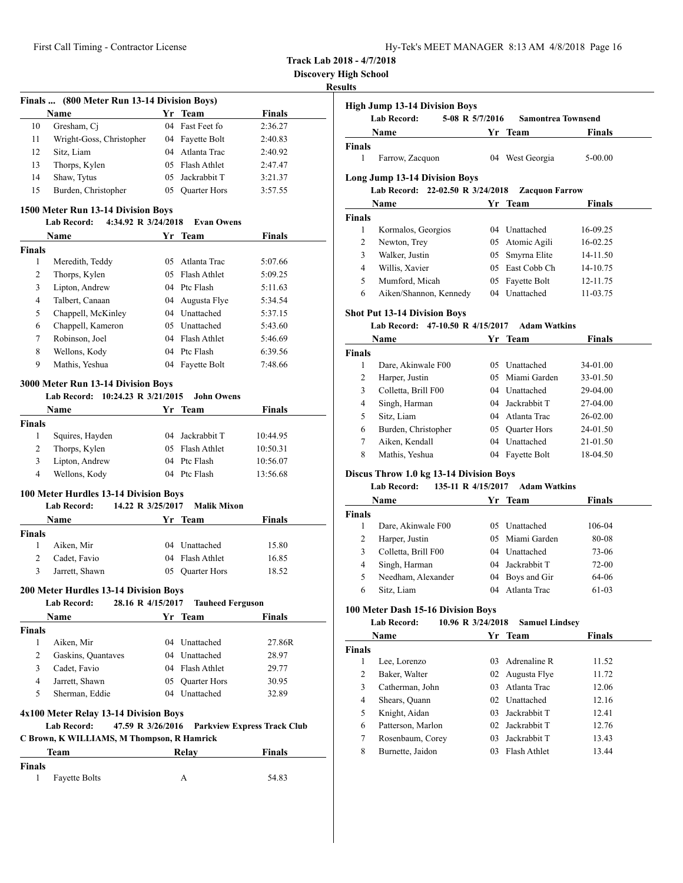**Track Lab 2018 - 4/7/2018**
**Discovery High School**
**Results**

### Finals ... (800 Meter Run 13-14 Division Boys)

| | Name | Yr | Team | Finals |
|---|---|---|---|---|
| 10 | Gresham, Cj | 04 | Fast Feet fo | 2:36.27 |
| 11 | Wright-Goss, Christopher | 04 | Fayette Bolt | 2:40.83 |
| 12 | Sitz, Liam | 04 | Atlanta Trac | 2:40.92 |
| 13 | Thorps, Kylen | 05 | Flash Athlet | 2:47.47 |
| 14 | Shaw, Tytus | 05 | Jackrabbit T | 3:21.37 |
| 15 | Burden, Christopher | 05 | Quarter Hors | 3:57.55 |

### 1500 Meter Run 13-14 Division Boys

Lab Record: 4:34.92 R 3/24/2018 Evan Owens

| | Name | Yr | Team | Finals |
|---|---|---|---|---|
| **Finals** | | | | |
| 1 | Meredith, Teddy | 05 | Atlanta Trac | 5:07.66 |
| 2 | Thorps, Kylen | 05 | Flash Athlet | 5:09.25 |
| 3 | Lipton, Andrew | 04 | Ptc Flash | 5:11.63 |
| 4 | Talbert, Canaan | 04 | Augusta Flye | 5:34.54 |
| 5 | Chappell, McKinley | 04 | Unattached | 5:37.15 |
| 6 | Chappell, Kameron | 05 | Unattached | 5:43.60 |
| 7 | Robinson, Joel | 04 | Flash Athlet | 5:46.69 |
| 8 | Wellons, Kody | 04 | Ptc Flash | 6:39.56 |
| 9 | Mathis, Yeshua | 04 | Fayette Bolt | 7:48.66 |

### 3000 Meter Run 13-14 Division Boys

Lab Record: 10:24.23 R 3/21/2015 John Owens

| | Name | Yr | Team | Finals |
|---|---|---|---|---|
| **Finals** | | | | |
| 1 | Squires, Hayden | 04 | Jackrabbit T | 10:44.95 |
| 2 | Thorps, Kylen | 05 | Flash Athlet | 10:50.31 |
| 3 | Lipton, Andrew | 04 | Ptc Flash | 10:56.07 |
| 4 | Wellons, Kody | 04 | Ptc Flash | 13:56.68 |

### 100 Meter Hurdles 13-14 Division Boys

Lab Record: 14.22 R 3/25/2017 Malik Mixon

| | Name | Yr | Team | Finals |
|---|---|---|---|---|
| **Finals** | | | | |
| 1 | Aiken, Mir | 04 | Unattached | 15.80 |
| 2 | Cadet, Favio | 04 | Flash Athlet | 16.85 |
| 3 | Jarrett, Shawn | 05 | Quarter Hors | 18.52 |

### 200 Meter Hurdles 13-14 Division Boys

Lab Record: 28.16 R 4/15/2017 Tauheed Ferguson

| | Name | Yr | Team | Finals |
|---|---|---|---|---|
| **Finals** | | | | |
| 1 | Aiken, Mir | 04 | Unattached | 27.86R |
| 2 | Gaskins, Quantaves | 04 | Unattached | 28.97 |
| 3 | Cadet, Favio | 04 | Flash Athlet | 29.77 |
| 4 | Jarrett, Shawn | 05 | Quarter Hors | 30.95 |
| 5 | Sherman, Eddie | 04 | Unattached | 32.89 |

### 4x100 Meter Relay 13-14 Division Boys

Lab Record: 47.59 R 3/26/2016 Parkview Express Track Club
C Brown, K WILLIAMS, M Thompson, R Hamrick

| | Team | Relay | Finals |
|---|---|---|---|
| **Finals** | | | |
| 1 | Fayette Bolts | A | 54.83 |

### High Jump 13-14 Division Boys

Lab Record: 5-08 R 5/7/2016 Samontrea Townsend

| | Name | Yr | Team | Finals |
|---|---|---|---|---|
| **Finals** | | | | |
| 1 | Farrow, Zacquon | 04 | West Georgia | 5-00.00 |

### Long Jump 13-14 Division Boys

Lab Record: 22-02.50 R 3/24/2018 Zacquon Farrow

| | Name | Yr | Team | Finals |
|---|---|---|---|---|
| **Finals** | | | | |
| 1 | Kormalos, Georgios | 04 | Unattached | 16-09.25 |
| 2 | Newton, Trey | 05 | Atomic Agili | 16-02.25 |
| 3 | Walker, Justin | 05 | Smyrna Elite | 14-11.50 |
| 4 | Willis, Xavier | 05 | East Cobb Ch | 14-10.75 |
| 5 | Mumford, Micah | 05 | Fayette Bolt | 12-11.75 |
| 6 | Aiken/Shannon, Kennedy | 04 | Unattached | 11-03.75 |

### Shot Put 13-14 Division Boys

Lab Record: 47-10.50 R 4/15/2017 Adam Watkins

| | Name | Yr | Team | Finals |
|---|---|---|---|---|
| **Finals** | | | | |
| 1 | Dare, Akinwale F00 | 05 | Unattached | 34-01.00 |
| 2 | Harper, Justin | 05 | Miami Garden | 33-01.50 |
| 3 | Colletta, Brill F00 | 04 | Unattached | 29-04.00 |
| 4 | Singh, Harman | 04 | Jackrabbit T | 27-04.00 |
| 5 | Sitz, Liam | 04 | Atlanta Trac | 26-02.00 |
| 6 | Burden, Christopher | 05 | Quarter Hors | 24-01.50 |
| 7 | Aiken, Kendall | 04 | Unattached | 21-01.50 |
| 8 | Mathis, Yeshua | 04 | Fayette Bolt | 18-04.50 |

### Discus Throw 1.0 kg 13-14 Division Boys

Lab Record: 135-11 R 4/15/2017 Adam Watkins

| | Name | Yr | Team | Finals |
|---|---|---|---|---|
| **Finals** | | | | |
| 1 | Dare, Akinwale F00 | 05 | Unattached | 106-04 |
| 2 | Harper, Justin | 05 | Miami Garden | 80-08 |
| 3 | Colletta, Brill F00 | 04 | Unattached | 73-06 |
| 4 | Singh, Harman | 04 | Jackrabbit T | 72-00 |
| 5 | Needham, Alexander | 04 | Boys and Gir | 64-06 |
| 6 | Sitz, Liam | 04 | Atlanta Trac | 61-03 |

### 100 Meter Dash 15-16 Division Boys

Lab Record: 10.96 R 3/24/2018 Samuel Lindsey

| | Name | Yr | Team | Finals |
|---|---|---|---|---|
| **Finals** | | | | |
| 1 | Lee, Lorenzo | 03 | Adrenaline R | 11.52 |
| 2 | Baker, Walter | 02 | Augusta Flye | 11.72 |
| 3 | Catherman, John | 03 | Atlanta Trac | 12.06 |
| 4 | Shears, Quann | 02 | Unattached | 12.16 |
| 5 | Knight, Aidan | 03 | Jackrabbit T | 12.41 |
| 6 | Patterson, Marlon | 02 | Jackrabbit T | 12.76 |
| 7 | Rosenbaum, Corey | 03 | Jackrabbit T | 13.43 |
| 8 | Burnette, Jaidon | 03 | Flash Athlet | 13.44 |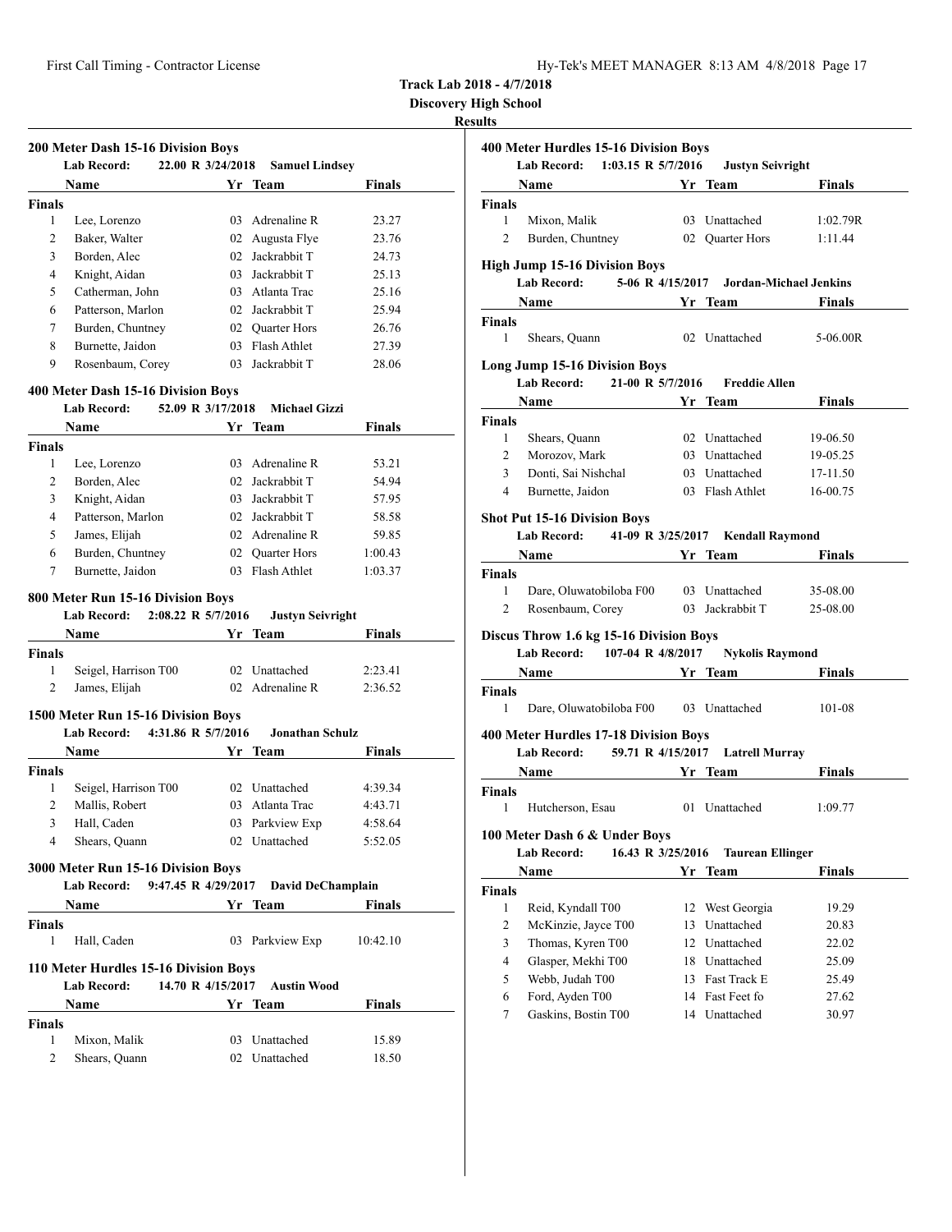**Track Lab 2018 - 4/7/2018**

**Discovery High School**

**Results**

### 200 Meter Dash 15-16 Division Boys

**Lab Record:** 22.00 R 3/24/2018 **Samuel Lindsey**

| | Name | Yr | Team | Finals |
|---|---|---|---|---|
| **Finals** | | | | |
| 1 | Lee, Lorenzo | 03 | Adrenaline R | 23.27 |
| 2 | Baker, Walter | 02 | Augusta Flye | 23.76 |
| 3 | Borden, Alec | 02 | Jackrabbit T | 24.73 |
| 4 | Knight, Aidan | 03 | Jackrabbit T | 25.13 |
| 5 | Catherman, John | 03 | Atlanta Trac | 25.16 |
| 6 | Patterson, Marlon | 02 | Jackrabbit T | 25.94 |
| 7 | Burden, Chuntney | 02 | Quarter Hors | 26.76 |
| 8 | Burnette, Jaidon | 03 | Flash Athlet | 27.39 |
| 9 | Rosenbaum, Corey | 03 | Jackrabbit T | 28.06 |

### 400 Meter Dash 15-16 Division Boys

**Lab Record:** 52.09 R 3/17/2018 **Michael Gizzi**

| | Name | Yr | Team | Finals |
|---|---|---|---|---|
| **Finals** | | | | |
| 1 | Lee, Lorenzo | 03 | Adrenaline R | 53.21 |
| 2 | Borden, Alec | 02 | Jackrabbit T | 54.94 |
| 3 | Knight, Aidan | 03 | Jackrabbit T | 57.95 |
| 4 | Patterson, Marlon | 02 | Jackrabbit T | 58.58 |
| 5 | James, Elijah | 02 | Adrenaline R | 59.85 |
| 6 | Burden, Chuntney | 02 | Quarter Hors | 1:00.43 |
| 7 | Burnette, Jaidon | 03 | Flash Athlet | 1:03.37 |

### 800 Meter Run 15-16 Division Boys

**Lab Record:** 2:08.22 R 5/7/2016 **Justyn Seivright**

| | Name | Yr | Team | Finals |
|---|---|---|---|---|
| **Finals** | | | | |
| 1 | Seigel, Harrison T00 | 02 | Unattached | 2:23.41 |
| 2 | James, Elijah | 02 | Adrenaline R | 2:36.52 |

### 1500 Meter Run 15-16 Division Boys

**Lab Record:** 4:31.86 R 5/7/2016 **Jonathan Schulz**

| | Name | Yr | Team | Finals |
|---|---|---|---|---|
| **Finals** | | | | |
| 1 | Seigel, Harrison T00 | 02 | Unattached | 4:39.34 |
| 2 | Mallis, Robert | 03 | Atlanta Trac | 4:43.71 |
| 3 | Hall, Caden | 03 | Parkview Exp | 4:58.64 |
| 4 | Shears, Quann | 02 | Unattached | 5:52.05 |

### 3000 Meter Run 15-16 Division Boys

**Lab Record:** 9:47.45 R 4/29/2017 **David DeChamplain**

| | Name | Yr | Team | Finals |
|---|---|---|---|---|
| **Finals** | | | | |
| 1 | Hall, Caden | 03 | Parkview Exp | 10:42.10 |

### 110 Meter Hurdles 15-16 Division Boys

**Lab Record:** 14.70 R 4/15/2017 **Austin Wood**

| | Name | Yr | Team | Finals |
|---|---|---|---|---|
| **Finals** | | | | |
| 1 | Mixon, Malik | 03 | Unattached | 15.89 |
| 2 | Shears, Quann | 02 | Unattached | 18.50 |

### 400 Meter Hurdles 15-16 Division Boys

**Lab Record:** 1:03.15 R 5/7/2016 **Justyn Seivright**

| | Name | Yr | Team | Finals |
|---|---|---|---|---|
| **Finals** | | | | |
| 1 | Mixon, Malik | 03 | Unattached | 1:02.79R |
| 2 | Burden, Chuntney | 02 | Quarter Hors | 1:11.44 |

### High Jump 15-16 Division Boys

**Lab Record:** 5-06 R 4/15/2017 **Jordan-Michael Jenkins**

| | Name | Yr | Team | Finals |
|---|---|---|---|---|
| **Finals** | | | | |
| 1 | Shears, Quann | 02 | Unattached | 5-06.00R |

### Long Jump 15-16 Division Boys

**Lab Record:** 21-00 R 5/7/2016 **Freddie Allen**

| | Name | Yr | Team | Finals |
|---|---|---|---|---|
| **Finals** | | | | |
| 1 | Shears, Quann | 02 | Unattached | 19-06.50 |
| 2 | Morozov, Mark | 03 | Unattached | 19-05.25 |
| 3 | Donti, Sai Nishchal | 03 | Unattached | 17-11.50 |
| 4 | Burnette, Jaidon | 03 | Flash Athlet | 16-00.75 |

### Shot Put 15-16 Division Boys

**Lab Record:** 41-09 R 3/25/2017 **Kendall Raymond**

| | Name | Yr | Team | Finals |
|---|---|---|---|---|
| **Finals** | | | | |
| 1 | Dare, Oluwatobiloba F00 | 03 | Unattached | 35-08.00 |
| 2 | Rosenbaum, Corey | 03 | Jackrabbit T | 25-08.00 |

### Discus Throw 1.6 kg 15-16 Division Boys

**Lab Record:** 107-04 R 4/8/2017 **Nykolis Raymond**

| | Name | Yr | Team | Finals |
|---|---|---|---|---|
| **Finals** | | | | |
| 1 | Dare, Oluwatobiloba F00 | 03 | Unattached | 101-08 |

### 400 Meter Hurdles 17-18 Division Boys

**Lab Record:** 59.71 R 4/15/2017 **Latrell Murray**

| | Name | Yr | Team | Finals |
|---|---|---|---|---|
| **Finals** | | | | |
| 1 | Hutcherson, Esau | 01 | Unattached | 1:09.77 |

### 100 Meter Dash 6 & Under Boys

**Lab Record:** 16.43 R 3/25/2016 **Taurean Ellinger**

| | Name | Yr | Team | Finals |
|---|---|---|---|---|
| **Finals** | | | | |
| 1 | Reid, Kyndall T00 | 12 | West Georgia | 19.29 |
| 2 | McKinzie, Jayce T00 | 13 | Unattached | 20.83 |
| 3 | Thomas, Kyren T00 | 12 | Unattached | 22.02 |
| 4 | Glasper, Mekhi T00 | 18 | Unattached | 25.09 |
| 5 | Webb, Judah T00 | 13 | Fast Track E | 25.49 |
| 6 | Ford, Ayden T00 | 14 | Fast Feet fo | 27.62 |
| 7 | Gaskins, Bostin T00 | 14 | Unattached | 30.97 |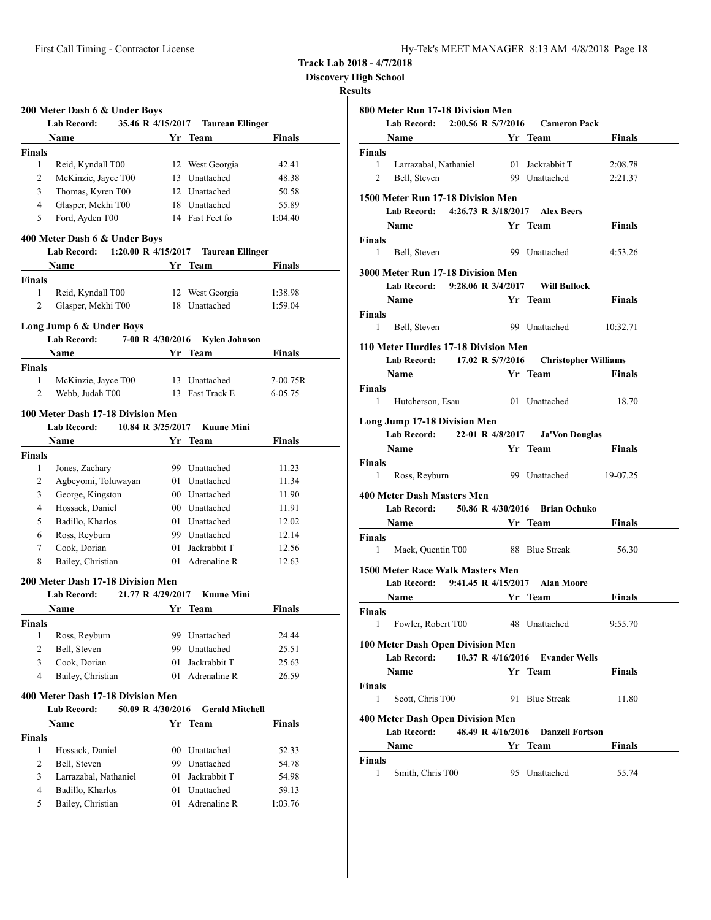**Track Lab 2018 - 4/7/2018**

**Discovery High School**

**Results**

### 200 Meter Dash 6 & Under Boys

**Lab Record:** 35.46 R 4/15/2017 **Taurean Ellinger**

| | Name | Yr | Team | Finals |
|---|---|---|---|---|
| **Finals** | | | | |
| 1 | Reid, Kyndall T00 | 12 | West Georgia | 42.41 |
| 2 | McKinzie, Jayce T00 | 13 | Unattached | 48.38 |
| 3 | Thomas, Kyren T00 | 12 | Unattached | 50.58 |
| 4 | Glasper, Mekhi T00 | 18 | Unattached | 55.89 |
| 5 | Ford, Ayden T00 | 14 | Fast Feet fo | 1:04.40 |

### 400 Meter Dash 6 & Under Boys

**Lab Record:** 1:20.00 R 4/15/2017 **Taurean Ellinger**

| | Name | Yr | Team | Finals |
|---|---|---|---|---|
| **Finals** | | | | |
| 1 | Reid, Kyndall T00 | 12 | West Georgia | 1:38.98 |
| 2 | Glasper, Mekhi T00 | 18 | Unattached | 1:59.04 |

### Long Jump 6 & Under Boys

**Lab Record:** 7-00 R 4/30/2016 **Kylen Johnson**

| | Name | Yr | Team | Finals |
|---|---|---|---|---|
| **Finals** | | | | |
| 1 | McKinzie, Jayce T00 | 13 | Unattached | 7-00.75R |
| 2 | Webb, Judah T00 | 13 | Fast Track E | 6-05.75 |

### 100 Meter Dash 17-18 Division Men

**Lab Record:** 10.84 R 3/25/2017 **Kuune Mini**

| | Name | Yr | Team | Finals |
|---|---|---|---|---|
| **Finals** | | | | |
| 1 | Jones, Zachary | 99 | Unattached | 11.23 |
| 2 | Agbeyomi, Toluwayan | 01 | Unattached | 11.34 |
| 3 | George, Kingston | 00 | Unattached | 11.90 |
| 4 | Hossack, Daniel | 00 | Unattached | 11.91 |
| 5 | Badillo, Kharlos | 01 | Unattached | 12.02 |
| 6 | Ross, Reyburn | 99 | Unattached | 12.14 |
| 7 | Cook, Dorian | 01 | Jackrabbit T | 12.56 |
| 8 | Bailey, Christian | 01 | Adrenaline R | 12.63 |

### 200 Meter Dash 17-18 Division Men

**Lab Record:** 21.77 R 4/29/2017 **Kuune Mini**

| | Name | Yr | Team | Finals |
|---|---|---|---|---|
| **Finals** | | | | |
| 1 | Ross, Reyburn | 99 | Unattached | 24.44 |
| 2 | Bell, Steven | 99 | Unattached | 25.51 |
| 3 | Cook, Dorian | 01 | Jackrabbit T | 25.63 |
| 4 | Bailey, Christian | 01 | Adrenaline R | 26.59 |

### 400 Meter Dash 17-18 Division Men

**Lab Record:** 50.09 R 4/30/2016 **Gerald Mitchell**

| | Name | Yr | Team | Finals |
|---|---|---|---|---|
| **Finals** | | | | |
| 1 | Hossack, Daniel | 00 | Unattached | 52.33 |
| 2 | Bell, Steven | 99 | Unattached | 54.78 |
| 3 | Larrazabal, Nathaniel | 01 | Jackrabbit T | 54.98 |
| 4 | Badillo, Kharlos | 01 | Unattached | 59.13 |
| 5 | Bailey, Christian | 01 | Adrenaline R | 1:03.76 |

### 800 Meter Run 17-18 Division Men

**Lab Record:** 2:00.56 R 5/7/2016 **Cameron Pack**

| | Name | Yr | Team | Finals |
|---|---|---|---|---|
| **Finals** | | | | |
| 1 | Larrazabal, Nathaniel | 01 | Jackrabbit T | 2:08.78 |
| 2 | Bell, Steven | 99 | Unattached | 2:21.37 |

### 1500 Meter Run 17-18 Division Men

**Lab Record:** 4:26.73 R 3/18/2017 **Alex Beers**

| | Name | Yr | Team | Finals |
|---|---|---|---|---|
| **Finals** | | | | |
| 1 | Bell, Steven | 99 | Unattached | 4:53.26 |

### 3000 Meter Run 17-18 Division Men

**Lab Record:** 9:28.06 R 3/4/2017 **Will Bullock**

| | Name | Yr | Team | Finals |
|---|---|---|---|---|
| **Finals** | | | | |
| 1 | Bell, Steven | 99 | Unattached | 10:32.71 |

### 110 Meter Hurdles 17-18 Division Men

**Lab Record:** 17.02 R 5/7/2016 **Christopher Williams**

| | Name | Yr | Team | Finals |
|---|---|---|---|---|
| **Finals** | | | | |
| 1 | Hutcherson, Esau | 01 | Unattached | 18.70 |

### Long Jump 17-18 Division Men

**Lab Record:** 22-01 R 4/8/2017 **Ja'Von Douglas**

| | Name | Yr | Team | Finals |
|---|---|---|---|---|
| **Finals** | | | | |
| 1 | Ross, Reyburn | 99 | Unattached | 19-07.25 |

### 400 Meter Dash Masters Men

**Lab Record:** 50.86 R 4/30/2016 **Brian Ochuko**

| | Name | Yr | Team | Finals |
|---|---|---|---|---|
| **Finals** | | | | |
| 1 | Mack, Quentin T00 | 88 | Blue Streak | 56.30 |

### 1500 Meter Race Walk Masters Men

**Lab Record:** 9:41.45 R 4/15/2017 **Alan Moore**

| | Name | Yr | Team | Finals |
|---|---|---|---|---|
| **Finals** | | | | |
| 1 | Fowler, Robert T00 | 48 | Unattached | 9:55.70 |

### 100 Meter Dash Open Division Men

**Lab Record:** 10.37 R 4/16/2016 **Evander Wells**

| | Name | Yr | Team | Finals |
|---|---|---|---|---|
| **Finals** | | | | |
| 1 | Scott, Chris T00 | 91 | Blue Streak | 11.80 |

### 400 Meter Dash Open Division Men

**Lab Record:** 48.49 R 4/16/2016 **Danzell Fortson**

| | Name | Yr | Team | Finals |
|---|---|---|---|---|
| **Finals** | | | | |
| 1 | Smith, Chris T00 | 95 | Unattached | 55.74 |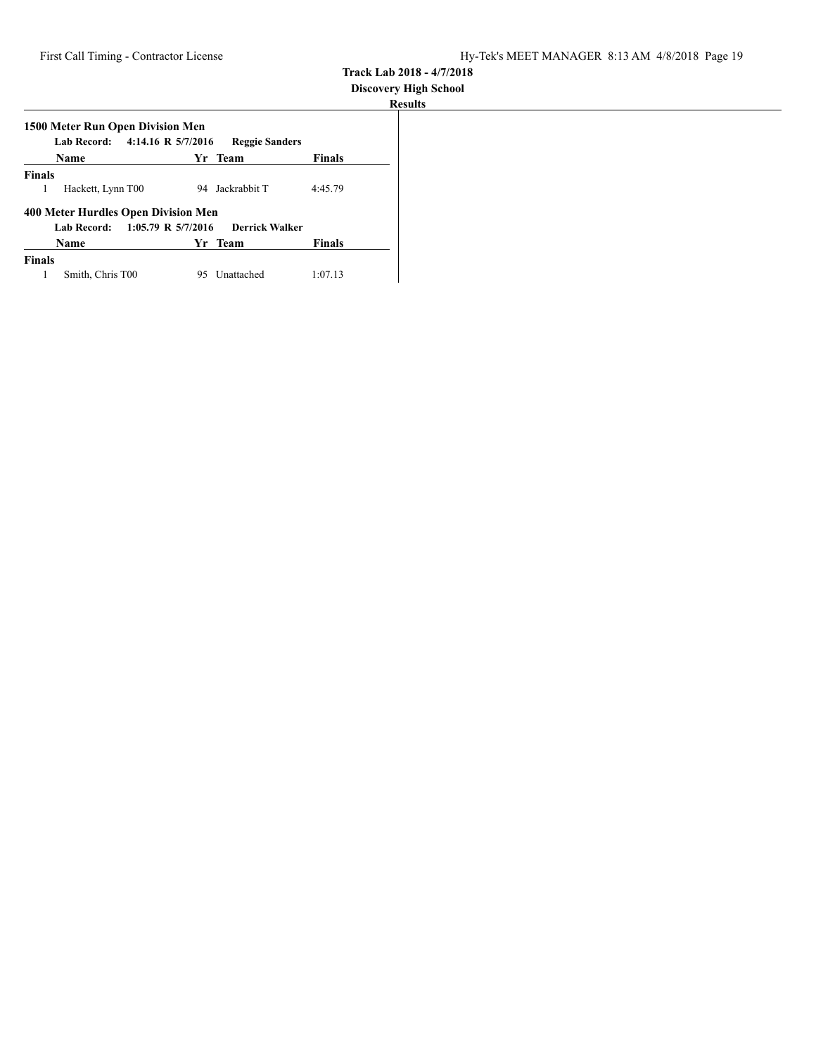## 1500 Meter Run Open Division Men

**Lab Record: 4:14.16 R 5/7/2016 Reggie Sanders**

| | Name | Yr | Team | Finals |
|---|---|---|---|---|
| **Finals** | | | | |
| 1 | Hackett, Lynn T00 | 94 | Jackrabbit T | 4:45.79 |

## 400 Meter Hurdles Open Division Men

**Lab Record: 1:05.79 R 5/7/2016 Derrick Walker**

| | Name | Yr | Team | Finals |
|---|---|---|---|---|
| **Finals** | | | | |
| 1 | Smith, Chris T00 | 95 | Unattached | 1:07.13 |